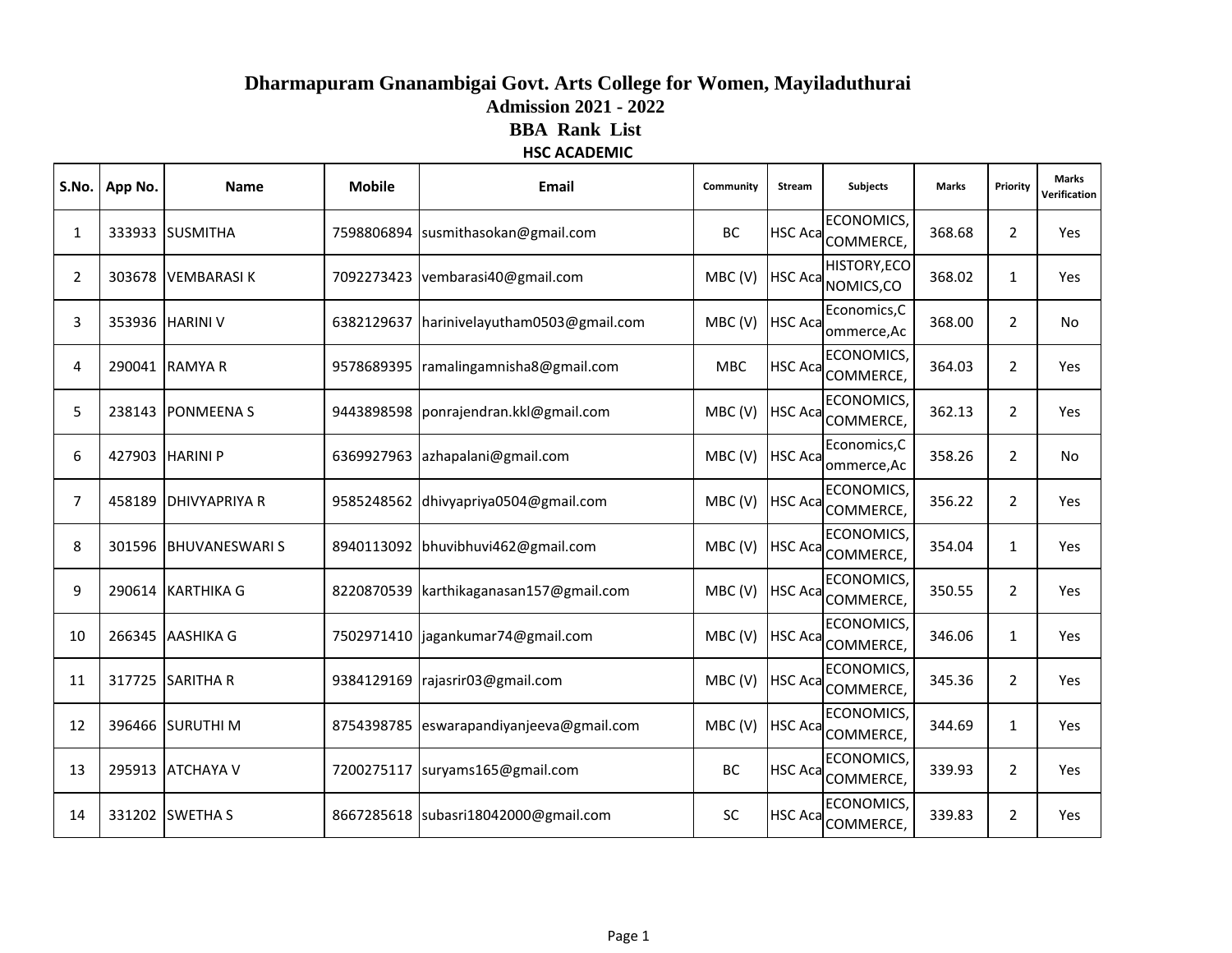# Dharmapuram Gnanambigai Govt. Arts College for Women, Mayiladuthurai

## Admission 2021 - 2022

## BBA Rank List

### HSC ACADEMIC

| S.No. | App No. | Name | Mobile | Email | Community | Stream | Subjects | Marks | Priority | Marks Verification |
|---|---|---|---|---|---|---|---|---|---|---|
| 1 | 333933 | SUSMITHA | 7598806894 | susmithasokan@gmail.com | BC | HSC Aca | ECONOMICS, COMMERCE, | 368.68 | 2 | Yes |
| 2 | 303678 | VEMBARASI K | 7092273423 | vembarasi40@gmail.com | MBC (V) | HSC Aca | HISTORY,ECO NOMICS,CO | 368.02 | 1 | Yes |
| 3 | 353936 | HARINI V | 6382129637 | harinivelayutham0503@gmail.com | MBC (V) | HSC Aca | Economics,C ommerce,Ac | 368.00 | 2 | No |
| 4 | 290041 | RAMYA R | 9578689395 | ramalingamnisha8@gmail.com | MBC | HSC Aca | ECONOMICS, COMMERCE, | 364.03 | 2 | Yes |
| 5 | 238143 | PONMEENA S | 9443898598 | ponrajendran.kkl@gmail.com | MBC (V) | HSC Aca | ECONOMICS, COMMERCE, | 362.13 | 2 | Yes |
| 6 | 427903 | HARINI P | 6369927963 | azhapalani@gmail.com | MBC (V) | HSC Aca | Economics,C ommerce,Ac | 358.26 | 2 | No |
| 7 | 458189 | DHIVYAPRIYA R | 9585248562 | dhivyapriya0504@gmail.com | MBC (V) | HSC Aca | ECONOMICS, COMMERCE, | 356.22 | 2 | Yes |
| 8 | 301596 | BHUVANESWARI S | 8940113092 | bhuvibhuvi462@gmail.com | MBC (V) | HSC Aca | ECONOMICS, COMMERCE, | 354.04 | 1 | Yes |
| 9 | 290614 | KARTHIKA G | 8220870539 | karthikaganasan157@gmail.com | MBC (V) | HSC Aca | ECONOMICS, COMMERCE, | 350.55 | 2 | Yes |
| 10 | 266345 | AASHIKA G | 7502971410 | jagankumar74@gmail.com | MBC (V) | HSC Aca | ECONOMICS, COMMERCE, | 346.06 | 1 | Yes |
| 11 | 317725 | SARITHA R | 9384129169 | rajasrir03@gmail.com | MBC (V) | HSC Aca | ECONOMICS, COMMERCE, | 345.36 | 2 | Yes |
| 12 | 396466 | SURUTHI M | 8754398785 | eswarapandiyanjeeva@gmail.com | MBC (V) | HSC Aca | ECONOMICS, COMMERCE, | 344.69 | 1 | Yes |
| 13 | 295913 | ATCHAYA V | 7200275117 | suryams165@gmail.com | BC | HSC Aca | ECONOMICS, COMMERCE, | 339.93 | 2 | Yes |
| 14 | 331202 | SWETHA S | 8667285618 | subasri18042000@gmail.com | SC | HSC Aca | ECONOMICS, COMMERCE, | 339.83 | 2 | Yes |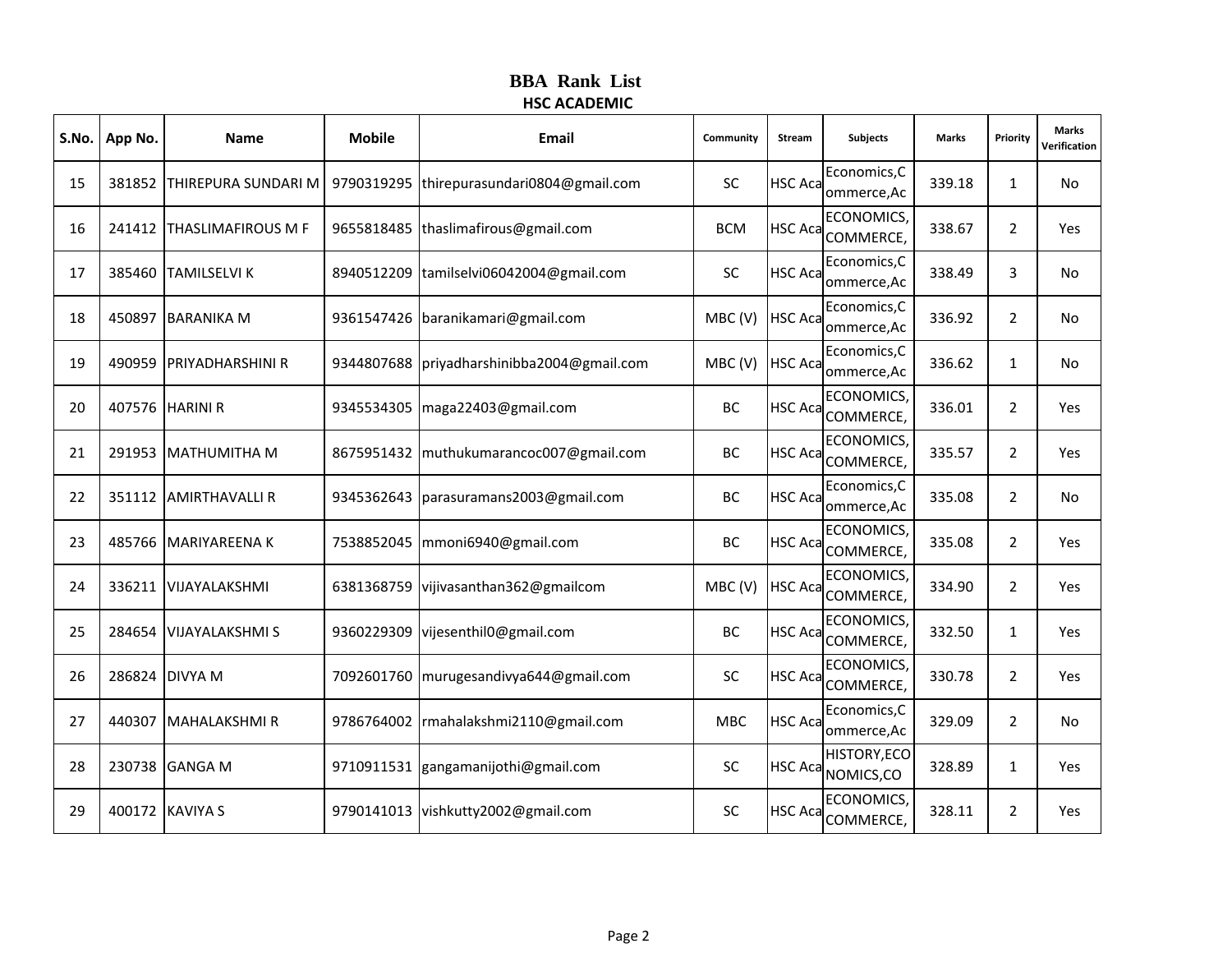# BBA Rank List

## HSC ACADEMIC

| S.No. | App No. | Name | Mobile | Email | Community | Stream | Subjects | Marks | Priority | Marks Verification |
|---|---|---|---|---|---|---|---|---|---|---|
| 15 | 381852 | THIREPURA SUNDARI M | 9790319295 | thirepurasundari0804@gmail.com | SC | HSC Aca | Economics,Commerce,Ac | 339.18 | 1 | No |
| 16 | 241412 | THASLIMAFIROUS M F | 9655818485 | thaslimafirous@gmail.com | BCM | HSC Aca | ECONOMICS,COMMERCE, | 338.67 | 2 | Yes |
| 17 | 385460 | TAMILSELVI K | 8940512209 | tamilselvi06042004@gmail.com | SC | HSC Aca | Economics,Commerce,Ac | 338.49 | 3 | No |
| 18 | 450897 | BARANIKA M | 9361547426 | baranikamari@gmail.com | MBC (V) | HSC Aca | Economics,Commerce,Ac | 336.92 | 2 | No |
| 19 | 490959 | PRIYADHARSHINI R | 9344807688 | priyadharshinibba2004@gmail.com | MBC (V) | HSC Aca | Economics,Commerce,Ac | 336.62 | 1 | No |
| 20 | 407576 | HARINI R | 9345534305 | maga22403@gmail.com | BC | HSC Aca | ECONOMICS,COMMERCE, | 336.01 | 2 | Yes |
| 21 | 291953 | MATHUMITHA M | 8675951432 | muthukumarancoc007@gmail.com | BC | HSC Aca | ECONOMICS,COMMERCE, | 335.57 | 2 | Yes |
| 22 | 351112 | AMIRTHAVALLI R | 9345362643 | parasuramans2003@gmail.com | BC | HSC Aca | Economics,Commerce,Ac | 335.08 | 2 | No |
| 23 | 485766 | MARIYAREENA K | 7538852045 | mmoni6940@gmail.com | BC | HSC Aca | ECONOMICS,COMMERCE, | 335.08 | 2 | Yes |
| 24 | 336211 | VIJAYALAKSHMI | 6381368759 | vijivasanthan362@gmailcom | MBC (V) | HSC Aca | ECONOMICS,COMMERCE, | 334.90 | 2 | Yes |
| 25 | 284654 | VIJAYALAKSHMI S | 9360229309 | vijesenthil0@gmail.com | BC | HSC Aca | ECONOMICS,COMMERCE, | 332.50 | 1 | Yes |
| 26 | 286824 | DIVYA M | 7092601760 | murugesandivya644@gmail.com | SC | HSC Aca | ECONOMICS,COMMERCE, | 330.78 | 2 | Yes |
| 27 | 440307 | MAHALAKSHMI R | 9786764002 | rmahalakshmi2110@gmail.com | MBC | HSC Aca | Economics,Commerce,Ac | 329.09 | 2 | No |
| 28 | 230738 | GANGA M | 9710911531 | gangamanijothi@gmail.com | SC | HSC Aca | HISTORY,ECONOMICS,CO | 328.89 | 1 | Yes |
| 29 | 400172 | KAVIYA S | 9790141013 | vishkutty2002@gmail.com | SC | HSC Aca | ECONOMICS,COMMERCE, | 328.11 | 2 | Yes |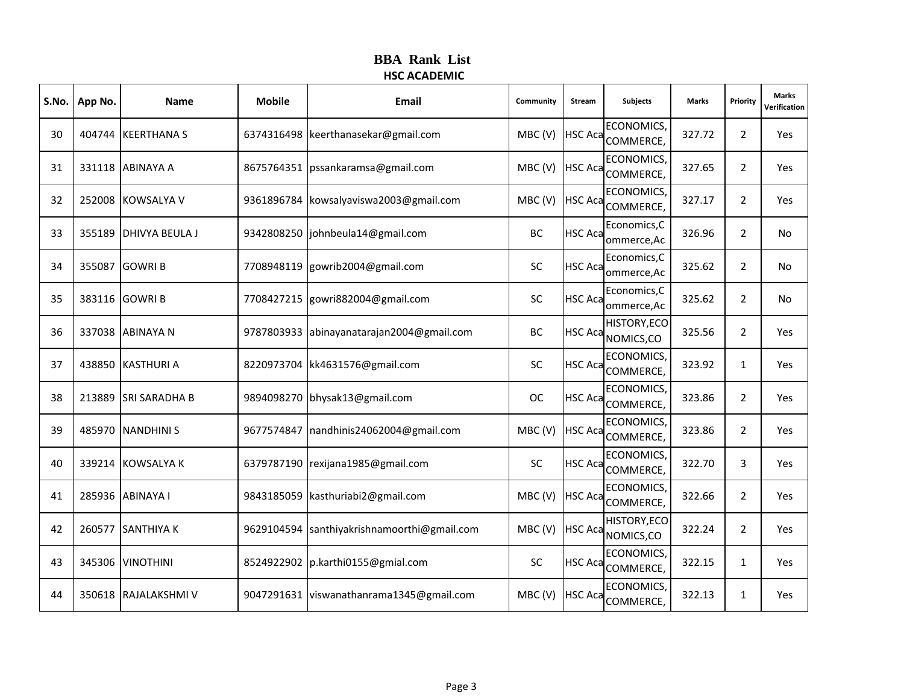# BBA Rank List

## HSC ACADEMIC

| S.No. | App No. | Name | Mobile | Email | Community | Stream | Subjects | Marks | Priority | Marks Verification |
|---|---|---|---|---|---|---|---|---|---|---|
| 30 | 404744 | KEERTHANA S | 6374316498 | keerthanasekar@gmail.com | MBC (V) | HSC Aca | ECONOMICS, COMMERCE, | 327.72 | 2 | Yes |
| 31 | 331118 | ABINAYA A | 8675764351 | pssankaramsa@gmail.com | MBC (V) | HSC Aca | ECONOMICS, COMMERCE, | 327.65 | 2 | Yes |
| 32 | 252008 | KOWSALYA V | 9361896784 | kowsalyaviswa2003@gmail.com | MBC (V) | HSC Aca | ECONOMICS, COMMERCE, | 327.17 | 2 | Yes |
| 33 | 355189 | DHIVYA BEULA J | 9342808250 | johnbeula14@gmail.com | BC | HSC Aca | Economics,C ommerce,Ac | 326.96 | 2 | No |
| 34 | 355087 | GOWRI B | 7708948119 | gowrib2004@gmail.com | SC | HSC Aca | Economics,C ommerce,Ac | 325.62 | 2 | No |
| 35 | 383116 | GOWRI B | 7708427215 | gowri882004@gmail.com | SC | HSC Aca | Economics,C ommerce,Ac | 325.62 | 2 | No |
| 36 | 337038 | ABINAYA N | 9787803933 | abinayanatarajan2004@gmail.com | BC | HSC Aca | HISTORY,ECO NOMICS,CO | 325.56 | 2 | Yes |
| 37 | 438850 | KASTHURI A | 8220973704 | kk4631576@gmail.com | SC | HSC Aca | ECONOMICS, COMMERCE, | 323.92 | 1 | Yes |
| 38 | 213889 | SRI SARADHA B | 9894098270 | bhysak13@gmail.com | OC | HSC Aca | ECONOMICS, COMMERCE, | 323.86 | 2 | Yes |
| 39 | 485970 | NANDHINI S | 9677574847 | nandhinis24062004@gmail.com | MBC (V) | HSC Aca | ECONOMICS, COMMERCE, | 323.86 | 2 | Yes |
| 40 | 339214 | KOWSALYA K | 6379787190 | rexijana1985@gmail.com | SC | HSC Aca | ECONOMICS, COMMERCE, | 322.70 | 3 | Yes |
| 41 | 285936 | ABINAYA I | 9843185059 | kasthuriabi2@gmail.com | MBC (V) | HSC Aca | ECONOMICS, COMMERCE, | 322.66 | 2 | Yes |
| 42 | 260577 | SANTHIYA K | 9629104594 | santhiyakrishnamoorthi@gmail.com | MBC (V) | HSC Aca | HISTORY,ECO NOMICS,CO | 322.24 | 2 | Yes |
| 43 | 345306 | VINOTHINI | 8524922902 | p.karthi0155@gmial.com | SC | HSC Aca | ECONOMICS, COMMERCE, | 322.15 | 1 | Yes |
| 44 | 350618 | RAJALAKSHMI V | 9047291631 | viswanathanrama1345@gmail.com | MBC (V) | HSC Aca | ECONOMICS, COMMERCE, | 322.13 | 1 | Yes |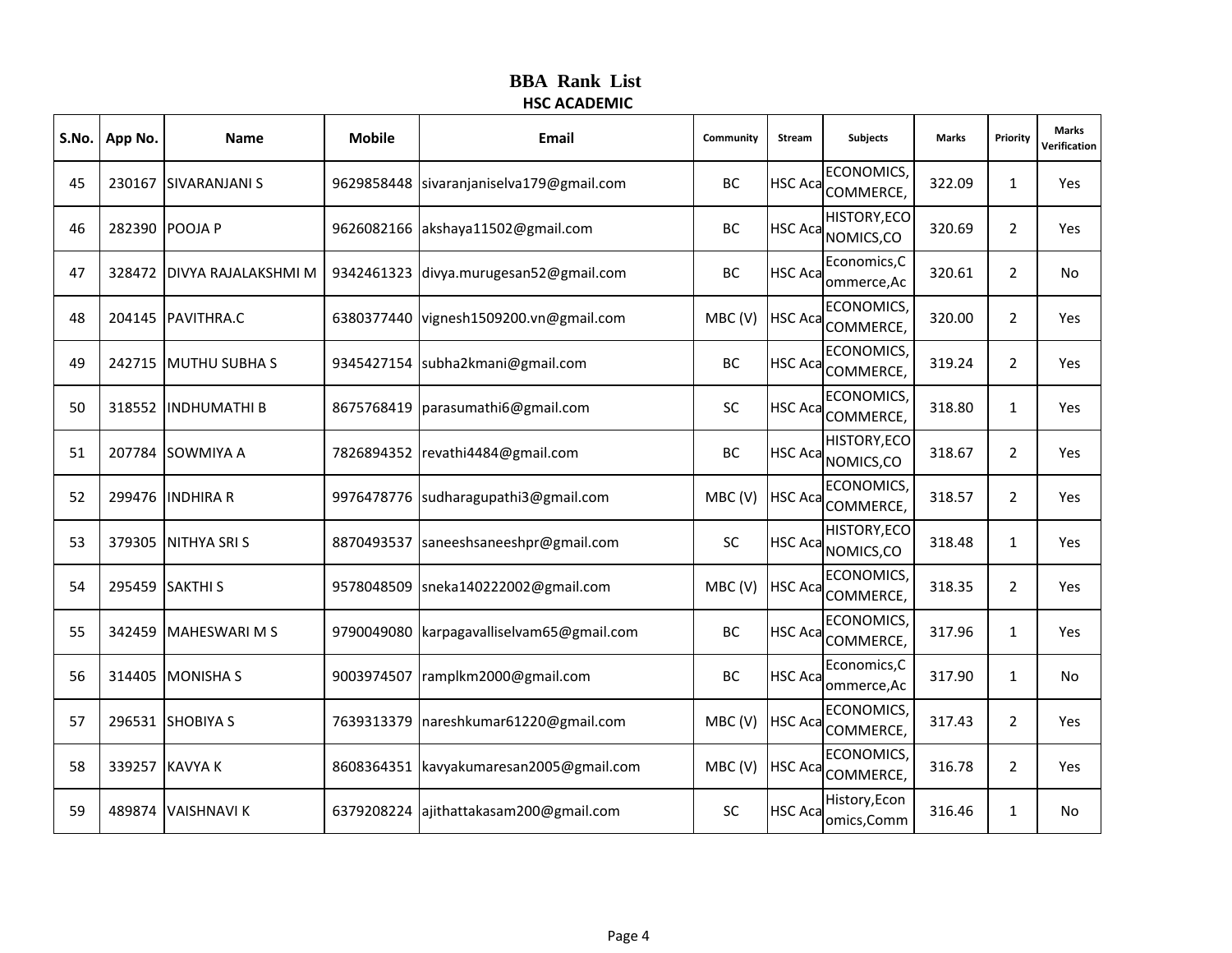# BBA Rank List

## HSC ACADEMIC

| S.No. | App No. | Name | Mobile | Email | Community | Stream | Subjects | Marks | Priority | Marks Verification |
|---|---|---|---|---|---|---|---|---|---|---|
| 45 | 230167 | SIVARANJANI S | 9629858448 | sivaranjaniselva179@gmail.com | BC | HSC Aca | ECONOMICS, COMMERCE, | 322.09 | 1 | Yes |
| 46 | 282390 | POOJA P | 9626082166 | akshaya11502@gmail.com | BC | HSC Aca | HISTORY,ECO NOMICS,CO | 320.69 | 2 | Yes |
| 47 | 328472 | DIVYA RAJALAKSHMI M | 9342461323 | divya.murugesan52@gmail.com | BC | HSC Aca | Economics,C ommerce,Ac | 320.61 | 2 | No |
| 48 | 204145 | PAVITHRA.C | 6380377440 | vignesh1509200.vn@gmail.com | MBC (V) | HSC Aca | ECONOMICS, COMMERCE, | 320.00 | 2 | Yes |
| 49 | 242715 | MUTHU SUBHA S | 9345427154 | subha2kmani@gmail.com | BC | HSC Aca | ECONOMICS, COMMERCE, | 319.24 | 2 | Yes |
| 50 | 318552 | INDHUMATHI B | 8675768419 | parasumathi6@gmail.com | SC | HSC Aca | ECONOMICS, COMMERCE, | 318.80 | 1 | Yes |
| 51 | 207784 | SOWMIYA A | 7826894352 | revathi4484@gmail.com | BC | HSC Aca | HISTORY,ECO NOMICS,CO | 318.67 | 2 | Yes |
| 52 | 299476 | INDHIRA R | 9976478776 | sudharagupathi3@gmail.com | MBC (V) | HSC Aca | ECONOMICS, COMMERCE, | 318.57 | 2 | Yes |
| 53 | 379305 | NITHYA SRI S | 8870493537 | saneeshsaneeshpr@gmail.com | SC | HSC Aca | HISTORY,ECO NOMICS,CO | 318.48 | 1 | Yes |
| 54 | 295459 | SAKTHI S | 9578048509 | sneka140222002@gmail.com | MBC (V) | HSC Aca | ECONOMICS, COMMERCE, | 318.35 | 2 | Yes |
| 55 | 342459 | MAHESWARI M S | 9790049080 | karpagavalliselvam65@gmail.com | BC | HSC Aca | ECONOMICS, COMMERCE, | 317.96 | 1 | Yes |
| 56 | 314405 | MONISHA S | 9003974507 | ramplkm2000@gmail.com | BC | HSC Aca | Economics,C ommerce,Ac | 317.90 | 1 | No |
| 57 | 296531 | SHOBIYA S | 7639313379 | nareshkumar61220@gmail.com | MBC (V) | HSC Aca | ECONOMICS, COMMERCE, | 317.43 | 2 | Yes |
| 58 | 339257 | KAVYA K | 8608364351 | kavyakumaresan2005@gmail.com | MBC (V) | HSC Aca | ECONOMICS, COMMERCE, | 316.78 | 2 | Yes |
| 59 | 489874 | VAISHNAVI K | 6379208224 | ajithattakasam200@gmail.com | SC | HSC Aca | History,Econ omics,Comm | 316.46 | 1 | No |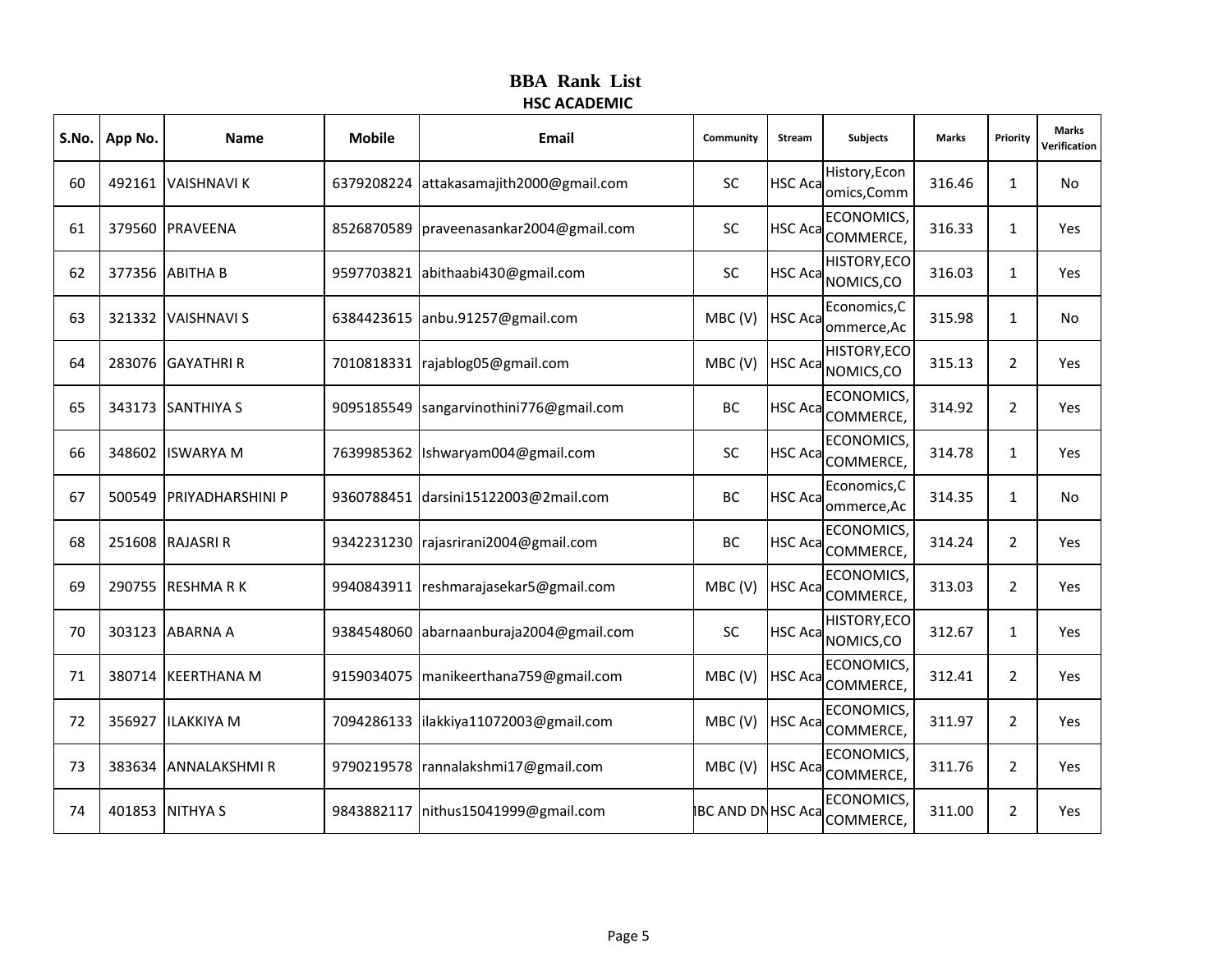# BBA Rank List

## HSC ACADEMIC

| S.No. | App No. | Name | Mobile | Email | Community | Stream | Subjects | Marks | Priority | Marks Verification |
|---|---|---|---|---|---|---|---|---|---|---|
| 60 | 492161 | VAISHNAVI K | 6379208224 | attakasamajith2000@gmail.com | SC | HSC Aca | History,Economics,Comm | 316.46 | 1 | No |
| 61 | 379560 | PRAVEENA | 8526870589 | praveenasankar2004@gmail.com | SC | HSC Aca | ECONOMICS, COMMERCE, | 316.33 | 1 | Yes |
| 62 | 377356 | ABITHA B | 9597703821 | abithaabi430@gmail.com | SC | HSC Aca | HISTORY,ECONOMICS,CO | 316.03 | 1 | Yes |
| 63 | 321332 | VAISHNAVI S | 6384423615 | anbu.91257@gmail.com | MBC (V) | HSC Aca | Economics,Commerce,Ac | 315.98 | 1 | No |
| 64 | 283076 | GAYATHRI R | 7010818331 | rajablog05@gmail.com | MBC (V) | HSC Aca | HISTORY,ECONOMICS,CO | 315.13 | 2 | Yes |
| 65 | 343173 | SANTHIYA S | 9095185549 | sangarvinothini776@gmail.com | BC | HSC Aca | ECONOMICS, COMMERCE, | 314.92 | 2 | Yes |
| 66 | 348602 | ISWARYA M | 7639985362 | Ishwaryam004@gmail.com | SC | HSC Aca | ECONOMICS, COMMERCE, | 314.78 | 1 | Yes |
| 67 | 500549 | PRIYADHARSHINI P | 9360788451 | darsini15122003@2mail.com | BC | HSC Aca | Economics,Commerce,Ac | 314.35 | 1 | No |
| 68 | 251608 | RAJASRI R | 9342231230 | rajasrirani2004@gmail.com | BC | HSC Aca | ECONOMICS, COMMERCE, | 314.24 | 2 | Yes |
| 69 | 290755 | RESHMA R K | 9940843911 | reshmarajasekar5@gmail.com | MBC (V) | HSC Aca | ECONOMICS, COMMERCE, | 313.03 | 2 | Yes |
| 70 | 303123 | ABARNA A | 9384548060 | abarnaanburaja2004@gmail.com | SC | HSC Aca | HISTORY,ECONOMICS,CO | 312.67 | 1 | Yes |
| 71 | 380714 | KEERTHANA M | 9159034075 | manikeerthana759@gmail.com | MBC (V) | HSC Aca | ECONOMICS, COMMERCE, | 312.41 | 2 | Yes |
| 72 | 356927 | ILAKKIYA M | 7094286133 | ilakkiya11072003@gmail.com | MBC (V) | HSC Aca | ECONOMICS, COMMERCE, | 311.97 | 2 | Yes |
| 73 | 383634 | ANNALAKSHMI R | 9790219578 | rannalakshmi17@gmail.com | MBC (V) | HSC Aca | ECONOMICS, COMMERCE, | 311.76 | 2 | Yes |
| 74 | 401853 | NITHYA S | 9843882117 | nithus15041999@gmail.com | BC AND DN | HSC Aca | ECONOMICS, COMMERCE, | 311.00 | 2 | Yes |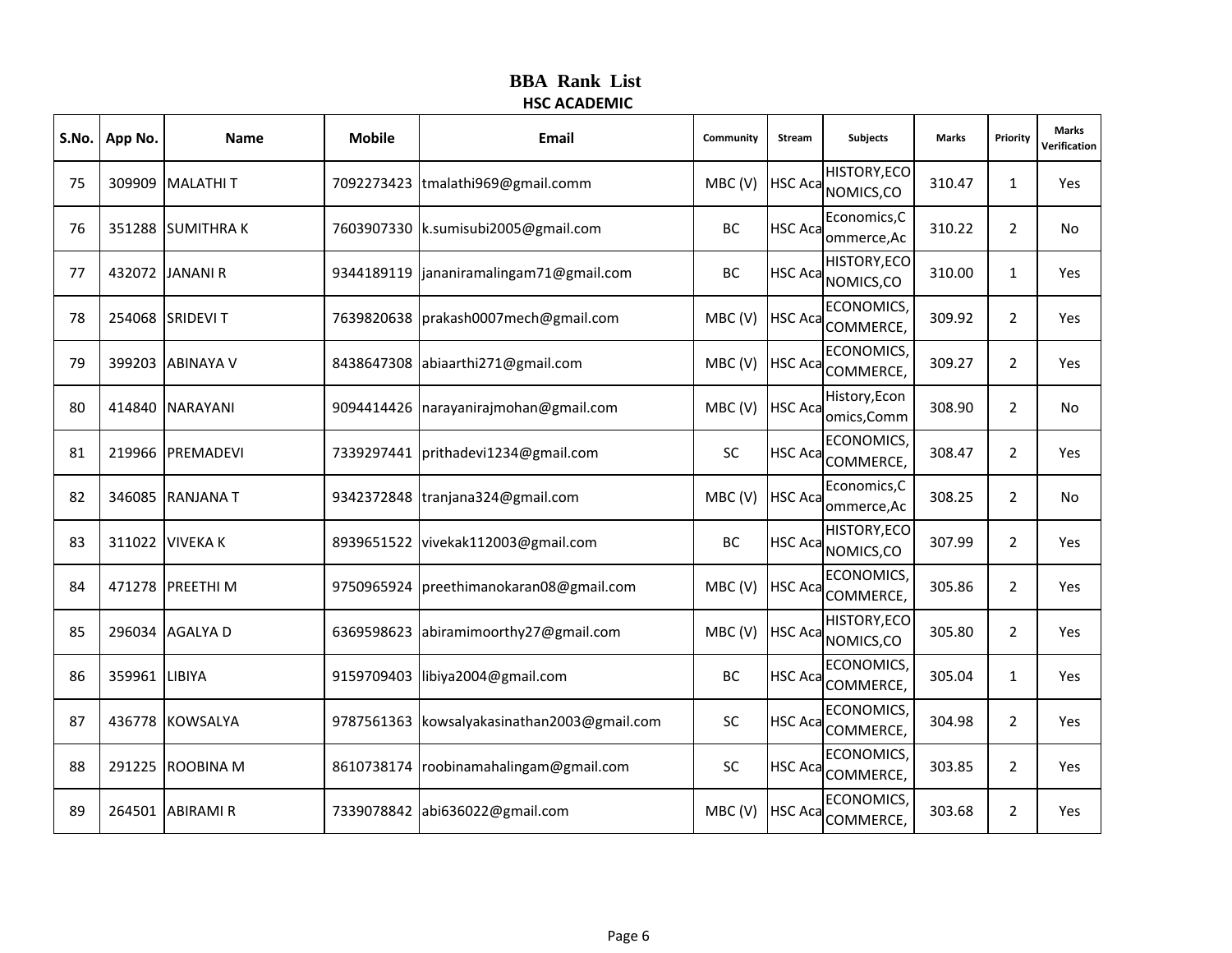# BBA Rank List

## HSC ACADEMIC

| S.No. | App No. | Name | Mobile | Email | Community | Stream | Subjects | Marks | Priority | Marks Verification |
|---|---|---|---|---|---|---|---|---|---|---|
| 75 | 309909 | MALATHI T | 7092273423 | tmalathi969@gmail.comm | MBC (V) | HSC Aca | HISTORY,ECONOMICS,CO | 310.47 | 1 | Yes |
| 76 | 351288 | SUMITHRA K | 7603907330 | k.sumisubi2005@gmail.com | BC | HSC Aca | Economics,Commerce,Ac | 310.22 | 2 | No |
| 77 | 432072 | JANANI R | 9344189119 | jananiramalingam71@gmail.com | BC | HSC Aca | HISTORY,ECONOMICS,CO | 310.00 | 1 | Yes |
| 78 | 254068 | SRIDEVI T | 7639820638 | prakash0007mech@gmail.com | MBC (V) | HSC Aca | ECONOMICS,COMMERCE, | 309.92 | 2 | Yes |
| 79 | 399203 | ABINAYA V | 8438647308 | abiaarthi271@gmail.com | MBC (V) | HSC Aca | ECONOMICS,COMMERCE, | 309.27 | 2 | Yes |
| 80 | 414840 | NARAYANI | 9094414426 | narayanirajmohan@gmail.com | MBC (V) | HSC Aca | History,Economics,Comm | 308.90 | 2 | No |
| 81 | 219966 | PREMADEVI | 7339297441 | prithadevi1234@gmail.com | SC | HSC Aca | ECONOMICS,COMMERCE, | 308.47 | 2 | Yes |
| 82 | 346085 | RANJANA T | 9342372848 | tranjana324@gmail.com | MBC (V) | HSC Aca | Economics,Commerce,Ac | 308.25 | 2 | No |
| 83 | 311022 | VIVEKA K | 8939651522 | vivekak112003@gmail.com | BC | HSC Aca | HISTORY,ECONOMICS,CO | 307.99 | 2 | Yes |
| 84 | 471278 | PREETHI M | 9750965924 | preethimanokaran08@gmail.com | MBC (V) | HSC Aca | ECONOMICS,COMMERCE, | 305.86 | 2 | Yes |
| 85 | 296034 | AGALYA D | 6369598623 | abiramimoorthy27@gmail.com | MBC (V) | HSC Aca | HISTORY,ECONOMICS,CO | 305.80 | 2 | Yes |
| 86 | 359961 | LIBIYA | 9159709403 | libiya2004@gmail.com | BC | HSC Aca | ECONOMICS,COMMERCE, | 305.04 | 1 | Yes |
| 87 | 436778 | KOWSALYA | 9787561363 | kowsalyakasinathan2003@gmail.com | SC | HSC Aca | ECONOMICS,COMMERCE, | 304.98 | 2 | Yes |
| 88 | 291225 | ROOBINA M | 8610738174 | roobinamahalingam@gmail.com | SC | HSC Aca | ECONOMICS,COMMERCE, | 303.85 | 2 | Yes |
| 89 | 264501 | ABIRAMI R | 7339078842 | abi636022@gmail.com | MBC (V) | HSC Aca | ECONOMICS,COMMERCE, | 303.68 | 2 | Yes |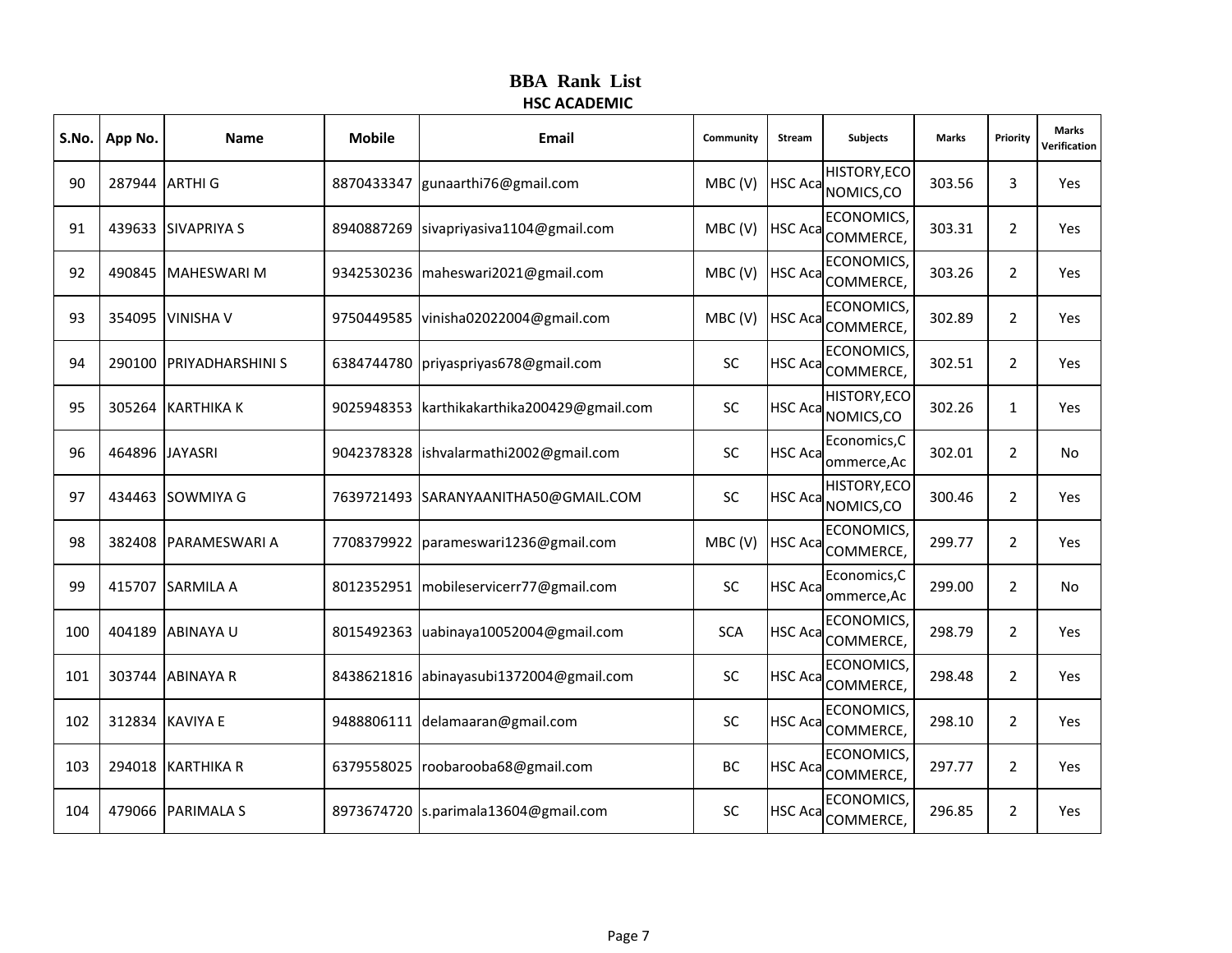# BBA Rank List

## HSC ACADEMIC

| S.No. | App No. | Name | Mobile | Email | Community | Stream | Subjects | Marks | Priority | Marks Verification |
|---|---|---|---|---|---|---|---|---|---|---|
| 90 | 287944 | ARTHI G | 8870433347 | gunaarthi76@gmail.com | MBC (V) | HSC Aca | HISTORY,ECONOMICS,CO | 303.56 | 3 | Yes |
| 91 | 439633 | SIVAPRIYA S | 8940887269 | sivapriyasiva1104@gmail.com | MBC (V) | HSC Aca | ECONOMICS, COMMERCE, | 303.31 | 2 | Yes |
| 92 | 490845 | MAHESWARI M | 9342530236 | maheswari2021@gmail.com | MBC (V) | HSC Aca | ECONOMICS, COMMERCE, | 303.26 | 2 | Yes |
| 93 | 354095 | VINISHA V | 9750449585 | vinisha02022004@gmail.com | MBC (V) | HSC Aca | ECONOMICS, COMMERCE, | 302.89 | 2 | Yes |
| 94 | 290100 | PRIYADHARSHINI S | 6384744780 | priyaspriyas678@gmail.com | SC | HSC Aca | ECONOMICS, COMMERCE, | 302.51 | 2 | Yes |
| 95 | 305264 | KARTHIKA K | 9025948353 | karthikakarthika200429@gmail.com | SC | HSC Aca | HISTORY,ECONOMICS,CO | 302.26 | 1 | Yes |
| 96 | 464896 | JAYASRI | 9042378328 | ishvalarmathi2002@gmail.com | SC | HSC Aca | Economics,Commerce,Ac | 302.01 | 2 | No |
| 97 | 434463 | SOWMIYA G | 7639721493 | SARANYAANITHA50@GMAIL.COM | SC | HSC Aca | HISTORY,ECONOMICS,CO | 300.46 | 2 | Yes |
| 98 | 382408 | PARAMESWARI A | 7708379922 | parameswari1236@gmail.com | MBC (V) | HSC Aca | ECONOMICS, COMMERCE, | 299.77 | 2 | Yes |
| 99 | 415707 | SARMILA A | 8012352951 | mobileservicerr77@gmail.com | SC | HSC Aca | Economics,Commerce,Ac | 299.00 | 2 | No |
| 100 | 404189 | ABINAYA U | 8015492363 | uabinaya10052004@gmail.com | SCA | HSC Aca | ECONOMICS, COMMERCE, | 298.79 | 2 | Yes |
| 101 | 303744 | ABINAYA R | 8438621816 | abinayasubi1372004@gmail.com | SC | HSC Aca | ECONOMICS, COMMERCE, | 298.48 | 2 | Yes |
| 102 | 312834 | KAVIYA E | 9488806111 | delamaaran@gmail.com | SC | HSC Aca | ECONOMICS, COMMERCE, | 298.10 | 2 | Yes |
| 103 | 294018 | KARTHIKA R | 6379558025 | roobarooba68@gmail.com | BC | HSC Aca | ECONOMICS, COMMERCE, | 297.77 | 2 | Yes |
| 104 | 479066 | PARIMALA S | 8973674720 | s.parimala13604@gmail.com | SC | HSC Aca | ECONOMICS, COMMERCE, | 296.85 | 2 | Yes |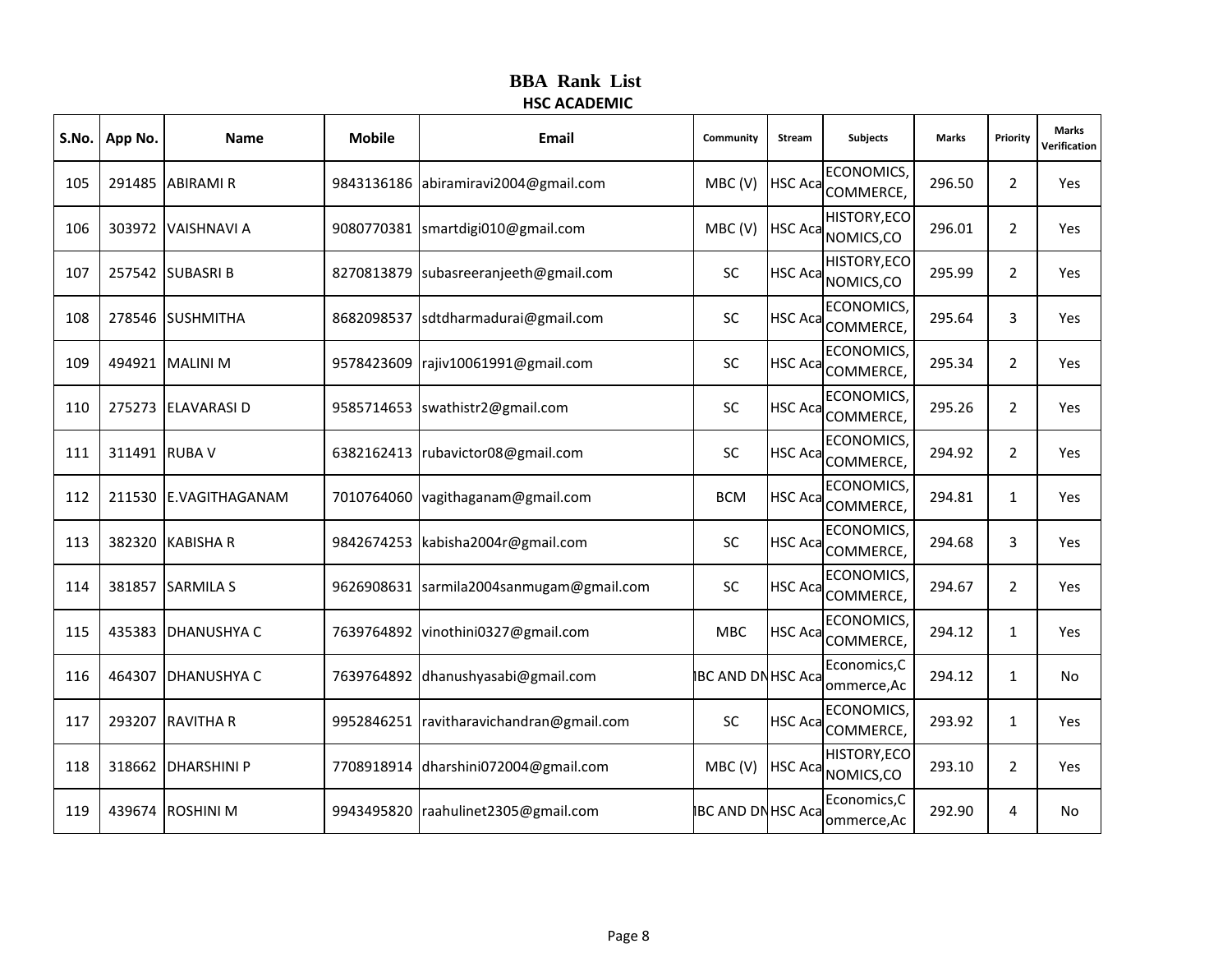# BBA Rank List

## HSC ACADEMIC

| S.No. | App No. | Name | Mobile | Email | Community | Stream | Subjects | Marks | Priority | Marks Verification |
|---|---|---|---|---|---|---|---|---|---|---|
| 105 | 291485 | ABIRAMI R | 9843136186 | abiramiravi2004@gmail.com | MBC (V) | HSC Aca | ECONOMICS, COMMERCE, | 296.50 | 2 | Yes |
| 106 | 303972 | VAISHNAVI A | 9080770381 | smartdigi010@gmail.com | MBC (V) | HSC Aca | HISTORY,ECO NOMICS,CO | 296.01 | 2 | Yes |
| 107 | 257542 | SUBASRI B | 8270813879 | subasreeranjeeth@gmail.com | SC | HSC Aca | HISTORY,ECO NOMICS,CO | 295.99 | 2 | Yes |
| 108 | 278546 | SUSHMITHA | 8682098537 | sdtdharmadurai@gmail.com | SC | HSC Aca | ECONOMICS, COMMERCE, | 295.64 | 3 | Yes |
| 109 | 494921 | MALINI M | 9578423609 | rajiv10061991@gmail.com | SC | HSC Aca | ECONOMICS, COMMERCE, | 295.34 | 2 | Yes |
| 110 | 275273 | ELAVARASI D | 9585714653 | swathistr2@gmail.com | SC | HSC Aca | ECONOMICS, COMMERCE, | 295.26 | 2 | Yes |
| 111 | 311491 | RUBA V | 6382162413 | rubavictor08@gmail.com | SC | HSC Aca | ECONOMICS, COMMERCE, | 294.92 | 2 | Yes |
| 112 | 211530 | E.VAGITHAGANAM | 7010764060 | vagithaganam@gmail.com | BCM | HSC Aca | ECONOMICS, COMMERCE, | 294.81 | 1 | Yes |
| 113 | 382320 | KABISHA R | 9842674253 | kabisha2004r@gmail.com | SC | HSC Aca | ECONOMICS, COMMERCE, | 294.68 | 3 | Yes |
| 114 | 381857 | SARMILA S | 9626908631 | sarmila2004sanmugam@gmail.com | SC | HSC Aca | ECONOMICS, COMMERCE, | 294.67 | 2 | Yes |
| 115 | 435383 | DHANUSHYA C | 7639764892 | vinothini0327@gmail.com | MBC | HSC Aca | ECONOMICS, COMMERCE, | 294.12 | 1 | Yes |
| 116 | 464307 | DHANUSHYA C | 7639764892 | dhanushyasabi@gmail.com | IBC AND DN | HSC Aca | Economics,C ommerce,Ac | 294.12 | 1 | No |
| 117 | 293207 | RAVITHA R | 9952846251 | ravitharavichandran@gmail.com | SC | HSC Aca | ECONOMICS, COMMERCE, | 293.92 | 1 | Yes |
| 118 | 318662 | DHARSHINI P | 7708918914 | dharshini072004@gmail.com | MBC (V) | HSC Aca | HISTORY,ECO NOMICS,CO | 293.10 | 2 | Yes |
| 119 | 439674 | ROSHINI M | 9943495820 | raahulinet2305@gmail.com | IBC AND DN | HSC Aca | Economics,C ommerce,Ac | 292.90 | 4 | No |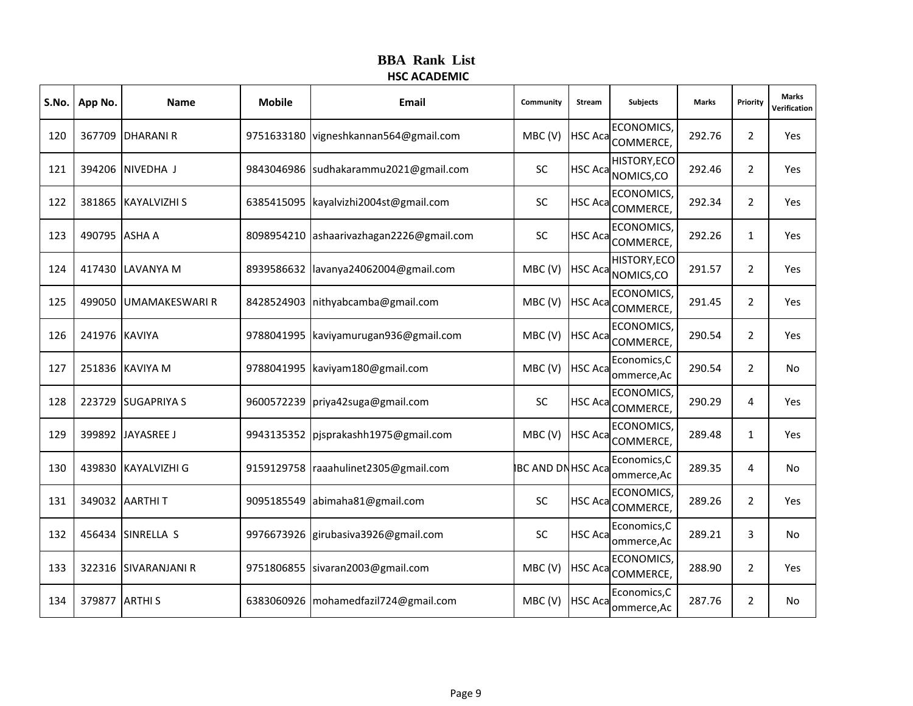# BBA Rank List

## HSC ACADEMIC

| S.No. | App No. | Name | Mobile | Email | Community | Stream | Subjects | Marks | Priority | Marks Verification |
|---|---|---|---|---|---|---|---|---|---|---|
| 120 | 367709 | DHARANI R | 9751633180 | vigneshkannan564@gmail.com | MBC (V) | HSC Aca | ECONOMICS, COMMERCE, | 292.76 | 2 | Yes |
| 121 | 394206 | NIVEDHA J | 9843046986 | sudhakarammu2021@gmail.com | SC | HSC Aca | HISTORY,ECO NOMICS,CO | 292.46 | 2 | Yes |
| 122 | 381865 | KAYALVIZHI S | 6385415095 | kayalvizhi2004st@gmail.com | SC | HSC Aca | ECONOMICS, COMMERCE, | 292.34 | 2 | Yes |
| 123 | 490795 | ASHA A | 8098954210 | ashaarivazhagan2226@gmail.com | SC | HSC Aca | ECONOMICS, COMMERCE, | 292.26 | 1 | Yes |
| 124 | 417430 | LAVANYA M | 8939586632 | lavanya24062004@gmail.com | MBC (V) | HSC Aca | HISTORY,ECO NOMICS,CO | 291.57 | 2 | Yes |
| 125 | 499050 | UMAMAKESWARI R | 8428524903 | nithyabcamba@gmail.com | MBC (V) | HSC Aca | ECONOMICS, COMMERCE, | 291.45 | 2 | Yes |
| 126 | 241976 | KAVIYA | 9788041995 | kaviyamurugan936@gmail.com | MBC (V) | HSC Aca | ECONOMICS, COMMERCE, | 290.54 | 2 | Yes |
| 127 | 251836 | KAVIYA M | 9788041995 | kaviyam180@gmail.com | MBC (V) | HSC Aca | Economics,C ommerce,Ac | 290.54 | 2 | No |
| 128 | 223729 | SUGAPRIYA S | 9600572239 | priya42suga@gmail.com | SC | HSC Aca | ECONOMICS, COMMERCE, | 290.29 | 4 | Yes |
| 129 | 399892 | JAYASREE J | 9943135352 | pjsprakashh1975@gmail.com | MBC (V) | HSC Aca | ECONOMICS, COMMERCE, | 289.48 | 1 | Yes |
| 130 | 439830 | KAYALVIZHI G | 9159129758 | raaahulinet2305@gmail.com | BC AND DN | HSC Aca | Economics,C ommerce,Ac | 289.35 | 4 | No |
| 131 | 349032 | AARTHI T | 9095185549 | abimaha81@gmail.com | SC | HSC Aca | ECONOMICS, COMMERCE, | 289.26 | 2 | Yes |
| 132 | 456434 | SINRELLA S | 9976673926 | girubasiva3926@gmail.com | SC | HSC Aca | Economics,C ommerce,Ac | 289.21 | 3 | No |
| 133 | 322316 | SIVARANJANI R | 9751806855 | sivaran2003@gmail.com | MBC (V) | HSC Aca | ECONOMICS, COMMERCE, | 288.90 | 2 | Yes |
| 134 | 379877 | ARTHI S | 6383060926 | mohamedfazil724@gmail.com | MBC (V) | HSC Aca | Economics,C ommerce,Ac | 287.76 | 2 | No |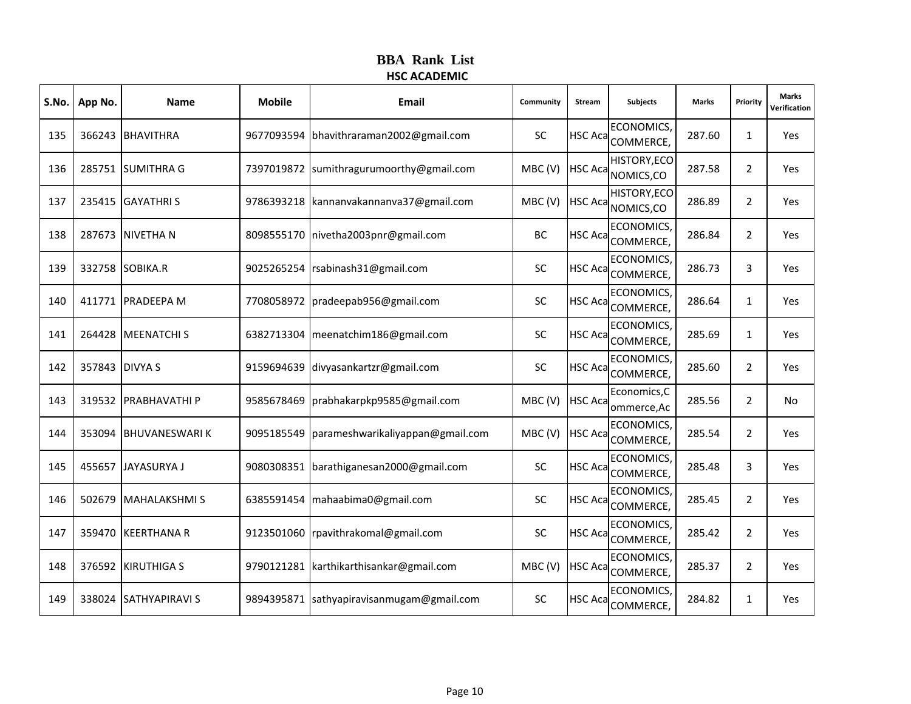# BBA Rank List

## HSC ACADEMIC

| S.No. | App No. | Name | Mobile | Email | Community | Stream | Subjects | Marks | Priority | Marks Verification |
|---|---|---|---|---|---|---|---|---|---|---|
| 135 | 366243 | BHAVITHRA | 9677093594 | bhavithraraman2002@gmail.com | SC | HSC Aca | ECONOMICS, COMMERCE, | 287.60 | 1 | Yes |
| 136 | 285751 | SUMITHRA G | 7397019872 | sumithragurumoorthy@gmail.com | MBC (V) | HSC Aca | HISTORY,ECO NOMICS,CO | 287.58 | 2 | Yes |
| 137 | 235415 | GAYATHRI S | 9786393218 | kannanvakannanva37@gmail.com | MBC (V) | HSC Aca | HISTORY,ECO NOMICS,CO | 286.89 | 2 | Yes |
| 138 | 287673 | NIVETHA N | 8098555170 | nivetha2003pnr@gmail.com | BC | HSC Aca | ECONOMICS, COMMERCE, | 286.84 | 2 | Yes |
| 139 | 332758 | SOBIKA.R | 9025265254 | rsabinash31@gmail.com | SC | HSC Aca | ECONOMICS, COMMERCE, | 286.73 | 3 | Yes |
| 140 | 411771 | PRADEEPA M | 7708058972 | pradeepab956@gmail.com | SC | HSC Aca | ECONOMICS, COMMERCE, | 286.64 | 1 | Yes |
| 141 | 264428 | MEENATCHI S | 6382713304 | meenatchim186@gmail.com | SC | HSC Aca | ECONOMICS, COMMERCE, | 285.69 | 1 | Yes |
| 142 | 357843 | DIVYA S | 9159694639 | divyasankartzr@gmail.com | SC | HSC Aca | ECONOMICS, COMMERCE, | 285.60 | 2 | Yes |
| 143 | 319532 | PRABHAVATHI P | 9585678469 | prabhakarpkp9585@gmail.com | MBC (V) | HSC Aca | Economics,C ommerce,Ac | 285.56 | 2 | No |
| 144 | 353094 | BHUVANESWARI K | 9095185549 | parameshwarikaliyappan@gmail.com | MBC (V) | HSC Aca | ECONOMICS, COMMERCE, | 285.54 | 2 | Yes |
| 145 | 455657 | JAYASURYA J | 9080308351 | barathiganesan2000@gmail.com | SC | HSC Aca | ECONOMICS, COMMERCE, | 285.48 | 3 | Yes |
| 146 | 502679 | MAHALAKSHMI S | 6385591454 | mahaabima0@gmail.com | SC | HSC Aca | ECONOMICS, COMMERCE, | 285.45 | 2 | Yes |
| 147 | 359470 | KEERTHANA R | 9123501060 | rpavithrakomal@gmail.com | SC | HSC Aca | ECONOMICS, COMMERCE, | 285.42 | 2 | Yes |
| 148 | 376592 | KIRUTHIGA S | 9790121281 | karthikarthisankar@gmail.com | MBC (V) | HSC Aca | ECONOMICS, COMMERCE, | 285.37 | 2 | Yes |
| 149 | 338024 | SATHYAPIRAVI S | 9894395871 | sathyapiravisanmugam@gmail.com | SC | HSC Aca | ECONOMICS, COMMERCE, | 284.82 | 1 | Yes |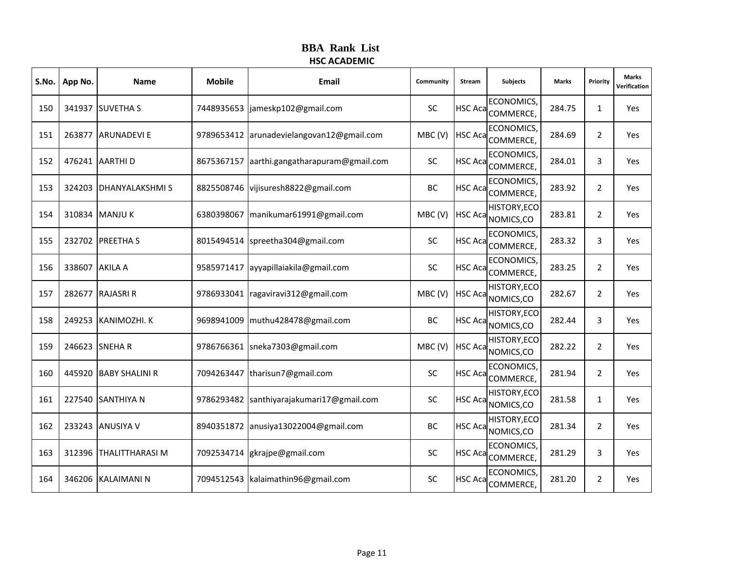# BBA Rank List

## HSC ACADEMIC

| S.No. | App No. | Name | Mobile | Email | Community | Stream | Subjects | Marks | Priority | Marks Verification |
|---|---|---|---|---|---|---|---|---|---|---|
| 150 | 341937 | SUVETHA S | 7448935653 | jameskp102@gmail.com | SC | HSC Aca | ECONOMICS, COMMERCE, | 284.75 | 1 | Yes |
| 151 | 263877 | ARUNADEVI E | 9789653412 | arunadevielangovan12@gmail.com | MBC (V) | HSC Aca | ECONOMICS, COMMERCE, | 284.69 | 2 | Yes |
| 152 | 476241 | AARTHI D | 8675367157 | aarthi.gangatharapuram@gmail.com | SC | HSC Aca | ECONOMICS, COMMERCE, | 284.01 | 3 | Yes |
| 153 | 324203 | DHANYALAKSHMI S | 8825508746 | vijisuresh8822@gmail.com | BC | HSC Aca | ECONOMICS, COMMERCE, | 283.92 | 2 | Yes |
| 154 | 310834 | MANJU K | 6380398067 | manikumar61991@gmail.com | MBC (V) | HSC Aca | HISTORY,ECO NOMICS,CO | 283.81 | 2 | Yes |
| 155 | 232702 | PREETHA S | 8015494514 | spreetha304@gmail.com | SC | HSC Aca | ECONOMICS, COMMERCE, | 283.32 | 3 | Yes |
| 156 | 338607 | AKILA A | 9585971417 | ayyapillaiakila@gmail.com | SC | HSC Aca | ECONOMICS, COMMERCE, | 283.25 | 2 | Yes |
| 157 | 282677 | RAJASRI R | 9786933041 | ragaviravi312@gmail.com | MBC (V) | HSC Aca | HISTORY,ECO NOMICS,CO | 282.67 | 2 | Yes |
| 158 | 249253 | KANIMOZHI. K | 9698941009 | muthu428478@gmail.com | BC | HSC Aca | HISTORY,ECO NOMICS,CO | 282.44 | 3 | Yes |
| 159 | 246623 | SNEHA R | 9786766361 | sneka7303@gmail.com | MBC (V) | HSC Aca | HISTORY,ECO NOMICS,CO | 282.22 | 2 | Yes |
| 160 | 445920 | BABY SHALINI R | 7094263447 | tharisun7@gmail.com | SC | HSC Aca | ECONOMICS, COMMERCE, | 281.94 | 2 | Yes |
| 161 | 227540 | SANTHIYA N | 9786293482 | santhiyarajakumari17@gmail.com | SC | HSC Aca | HISTORY,ECO NOMICS,CO | 281.58 | 1 | Yes |
| 162 | 233243 | ANUSIYA V | 8940351872 | anusiya13022004@gmail.com | BC | HSC Aca | HISTORY,ECO NOMICS,CO | 281.34 | 2 | Yes |
| 163 | 312396 | THALITTHARASI M | 7092534714 | gkrajpe@gmail.com | SC | HSC Aca | ECONOMICS, COMMERCE, | 281.29 | 3 | Yes |
| 164 | 346206 | KALAIMANI N | 7094512543 | kalaimathin96@gmail.com | SC | HSC Aca | ECONOMICS, COMMERCE, | 281.20 | 2 | Yes |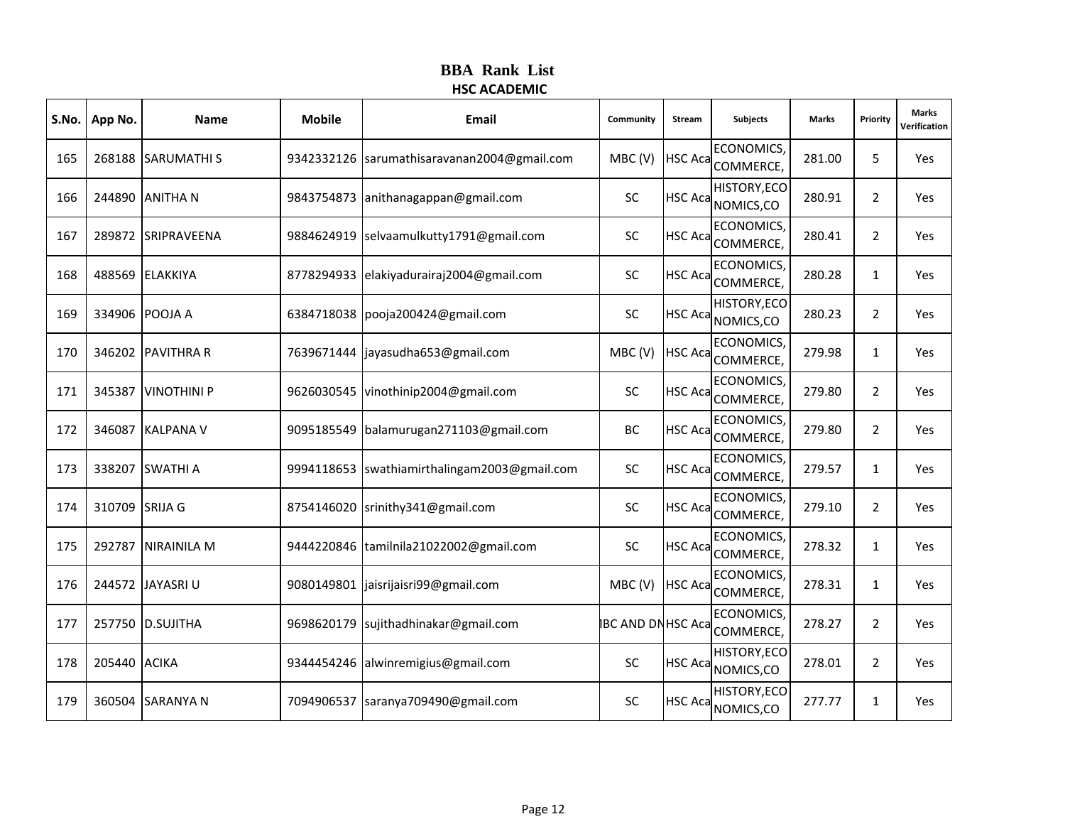# BBA Rank List

## HSC ACADEMIC

| S.No. | App No. | Name | Mobile | Email | Community | Stream | Subjects | Marks | Priority | Marks Verification |
|---|---|---|---|---|---|---|---|---|---|---|
| 165 | 268188 | SARUMATHI S | 9342332126 | sarumathisaravanan2004@gmail.com | MBC (V) | HSC Aca | ECONOMICS, COMMERCE, | 281.00 | 5 | Yes |
| 166 | 244890 | ANITHA N | 9843754873 | anithanagappan@gmail.com | SC | HSC Aca | HISTORY,ECO NOMICS,CO | 280.91 | 2 | Yes |
| 167 | 289872 | SRIPRAVEENA | 9884624919 | selvaamulkutty1791@gmail.com | SC | HSC Aca | ECONOMICS, COMMERCE, | 280.41 | 2 | Yes |
| 168 | 488569 | ELAKKIYA | 8778294933 | elakiyadurairaj2004@gmail.com | SC | HSC Aca | ECONOMICS, COMMERCE, | 280.28 | 1 | Yes |
| 169 | 334906 | POOJA A | 6384718038 | pooja200424@gmail.com | SC | HSC Aca | HISTORY,ECO NOMICS,CO | 280.23 | 2 | Yes |
| 170 | 346202 | PAVITHRA R | 7639671444 | jayasudha653@gmail.com | MBC (V) | HSC Aca | ECONOMICS, COMMERCE, | 279.98 | 1 | Yes |
| 171 | 345387 | VINOTHINI P | 9626030545 | vinothinip2004@gmail.com | SC | HSC Aca | ECONOMICS, COMMERCE, | 279.80 | 2 | Yes |
| 172 | 346087 | KALPANA V | 9095185549 | balamurugan271103@gmail.com | BC | HSC Aca | ECONOMICS, COMMERCE, | 279.80 | 2 | Yes |
| 173 | 338207 | SWATHI A | 9994118653 | swathiamirthalingam2003@gmail.com | SC | HSC Aca | ECONOMICS, COMMERCE, | 279.57 | 1 | Yes |
| 174 | 310709 | SRIJA G | 8754146020 | srinithy341@gmail.com | SC | HSC Aca | ECONOMICS, COMMERCE, | 279.10 | 2 | Yes |
| 175 | 292787 | NIRAINILA M | 9444220846 | tamilnila21022002@gmail.com | SC | HSC Aca | ECONOMICS, COMMERCE, | 278.32 | 1 | Yes |
| 176 | 244572 | JAYASRI U | 9080149801 | jaisrijaisri99@gmail.com | MBC (V) | HSC Aca | ECONOMICS, COMMERCE, | 278.31 | 1 | Yes |
| 177 | 257750 | D.SUJITHA | 9698620179 | sujithadhinakar@gmail.com | IBC AND DN | HSC Aca | ECONOMICS, COMMERCE, | 278.27 | 2 | Yes |
| 178 | 205440 | ACIKA | 9344454246 | alwinremigius@gmail.com | SC | HSC Aca | HISTORY,ECO NOMICS,CO | 278.01 | 2 | Yes |
| 179 | 360504 | SARANYA N | 7094906537 | saranya709490@gmail.com | SC | HSC Aca | HISTORY,ECO NOMICS,CO | 277.77 | 1 | Yes |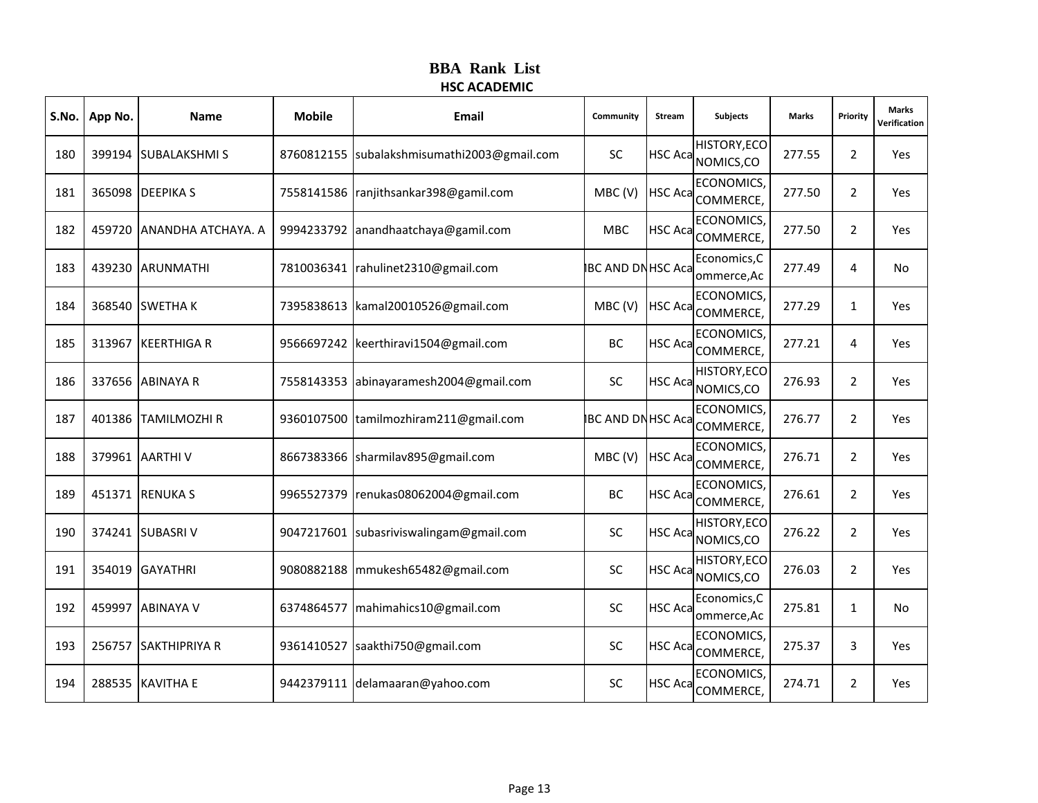# BBA Rank List

## HSC ACADEMIC

| S.No. | App No. | Name | Mobile | Email | Community | Stream | Subjects | Marks | Priority | Marks Verification |
|---|---|---|---|---|---|---|---|---|---|---|
| 180 | 399194 | SUBALAKSHMI S | 8760812155 | subalakshmisumathi2003@gmail.com | SC | HSC Aca | HISTORY,ECONOMICS,CO | 277.55 | 2 | Yes |
| 181 | 365098 | DEEPIKA S | 7558141586 | ranjithsankar398@gamil.com | MBC (V) | HSC Aca | ECONOMICS,COMMERCE, | 277.50 | 2 | Yes |
| 182 | 459720 | ANANDHA ATCHAYA. A | 9994233792 | anandhaatchaya@gamil.com | MBC | HSC Aca | ECONOMICS,COMMERCE, | 277.50 | 2 | Yes |
| 183 | 439230 | ARUNMATHI | 7810036341 | rahulinet2310@gmail.com | BC AND DN | HSC Aca | Economics,Commerce,Ac | 277.49 | 4 | No |
| 184 | 368540 | SWETHA K | 7395838613 | kamal20010526@gmail.com | MBC (V) | HSC Aca | ECONOMICS,COMMERCE, | 277.29 | 1 | Yes |
| 185 | 313967 | KEERTHIGA R | 9566697242 | keerthiravi1504@gmail.com | BC | HSC Aca | ECONOMICS,COMMERCE, | 277.21 | 4 | Yes |
| 186 | 337656 | ABINAYA R | 7558143353 | abinayaramesh2004@gmail.com | SC | HSC Aca | HISTORY,ECONOMICS,CO | 276.93 | 2 | Yes |
| 187 | 401386 | TAMILMOZHI R | 9360107500 | tamilmozhiram211@gmail.com | BC AND DN | HSC Aca | ECONOMICS,COMMERCE, | 276.77 | 2 | Yes |
| 188 | 379961 | AARTHI V | 8667383366 | sharmilav895@gmail.com | MBC (V) | HSC Aca | ECONOMICS,COMMERCE, | 276.71 | 2 | Yes |
| 189 | 451371 | RENUKA S | 9965527379 | renukas08062004@gmail.com | BC | HSC Aca | ECONOMICS,COMMERCE, | 276.61 | 2 | Yes |
| 190 | 374241 | SUBASRI V | 9047217601 | subasriviswalingam@gmail.com | SC | HSC Aca | HISTORY,ECONOMICS,CO | 276.22 | 2 | Yes |
| 191 | 354019 | GAYATHRI | 9080882188 | mmukesh65482@gmail.com | SC | HSC Aca | HISTORY,ECONOMICS,CO | 276.03 | 2 | Yes |
| 192 | 459997 | ABINAYA V | 6374864577 | mahimahics10@gmail.com | SC | HSC Aca | Economics,Commerce,Ac | 275.81 | 1 | No |
| 193 | 256757 | SAKTHIPRIYA R | 9361410527 | saakthi750@gmail.com | SC | HSC Aca | ECONOMICS,COMMERCE, | 275.37 | 3 | Yes |
| 194 | 288535 | KAVITHA E | 9442379111 | delamaaran@yahoo.com | SC | HSC Aca | ECONOMICS,COMMERCE, | 274.71 | 2 | Yes |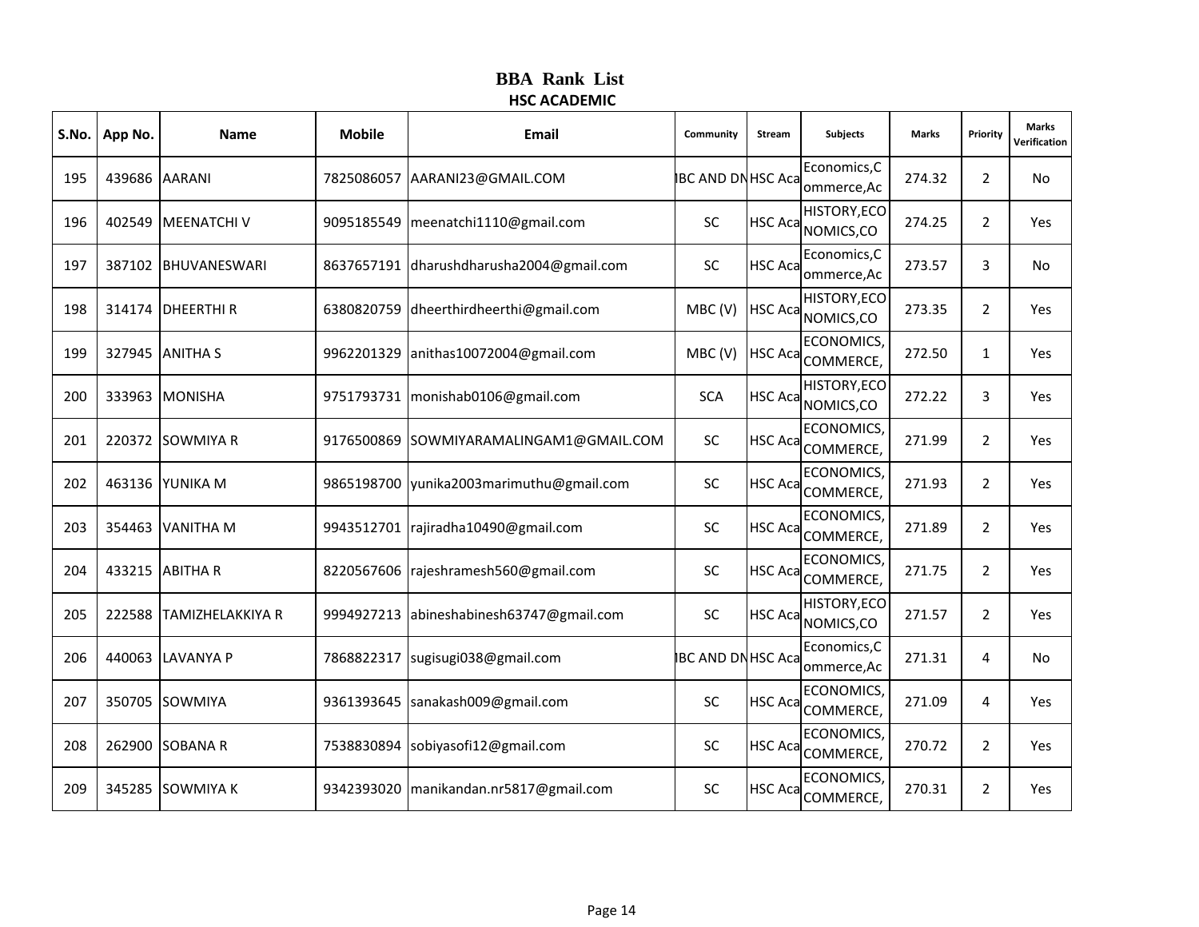# BBA Rank List

## HSC ACADEMIC

| S.No. | App No. | Name | Mobile | Email | Community | Stream | Subjects | Marks | Priority | Marks Verification |
|---|---|---|---|---|---|---|---|---|---|---|
| 195 | 439686 | AARANI | 7825086057 | AARANI23@GMAIL.COM | IBC AND DN | HSC Aca | Economics,Commerce,Ac | 274.32 | 2 | No |
| 196 | 402549 | MEENATCHI V | 9095185549 | meenatchi1110@gmail.com | SC | HSC Aca | HISTORY,ECONOMICS,CO | 274.25 | 2 | Yes |
| 197 | 387102 | BHUVANESWARI | 8637657191 | dharushdharusha2004@gmail.com | SC | HSC Aca | Economics,Commerce,Ac | 273.57 | 3 | No |
| 198 | 314174 | DHEERTHI R | 6380820759 | dheerthirdheerthi@gmail.com | MBC (V) | HSC Aca | HISTORY,ECONOMICS,CO | 273.35 | 2 | Yes |
| 199 | 327945 | ANITHA S | 9962201329 | anithas10072004@gmail.com | MBC (V) | HSC Aca | ECONOMICS,COMMERCE, | 272.50 | 1 | Yes |
| 200 | 333963 | MONISHA | 9751793731 | monishab0106@gmail.com | SCA | HSC Aca | HISTORY,ECONOMICS,CO | 272.22 | 3 | Yes |
| 201 | 220372 | SOWMIYA R | 9176500869 | SOWMIYARAMALINGAM1@GMAIL.COM | SC | HSC Aca | ECONOMICS,COMMERCE, | 271.99 | 2 | Yes |
| 202 | 463136 | YUNIKA M | 9865198700 | yunika2003marimuthu@gmail.com | SC | HSC Aca | ECONOMICS,COMMERCE, | 271.93 | 2 | Yes |
| 203 | 354463 | VANITHA M | 9943512701 | rajiradha10490@gmail.com | SC | HSC Aca | ECONOMICS,COMMERCE, | 271.89 | 2 | Yes |
| 204 | 433215 | ABITHA R | 8220567606 | rajeshramesh560@gmail.com | SC | HSC Aca | ECONOMICS,COMMERCE, | 271.75 | 2 | Yes |
| 205 | 222588 | TAMIZHELAKKIYA R | 9994927213 | abineshabinesh63747@gmail.com | SC | HSC Aca | HISTORY,ECONOMICS,CO | 271.57 | 2 | Yes |
| 206 | 440063 | LAVANYA P | 7868822317 | sugisugi038@gmail.com | IBC AND DN | HSC Aca | Economics,Commerce,Ac | 271.31 | 4 | No |
| 207 | 350705 | SOWMIYA | 9361393645 | sanakash009@gmail.com | SC | HSC Aca | ECONOMICS,COMMERCE, | 271.09 | 4 | Yes |
| 208 | 262900 | SOBANA R | 7538830894 | sobiyasofi12@gmail.com | SC | HSC Aca | ECONOMICS,COMMERCE, | 270.72 | 2 | Yes |
| 209 | 345285 | SOWMIYA K | 9342393020 | manikandan.nr5817@gmail.com | SC | HSC Aca | ECONOMICS,COMMERCE, | 270.31 | 2 | Yes |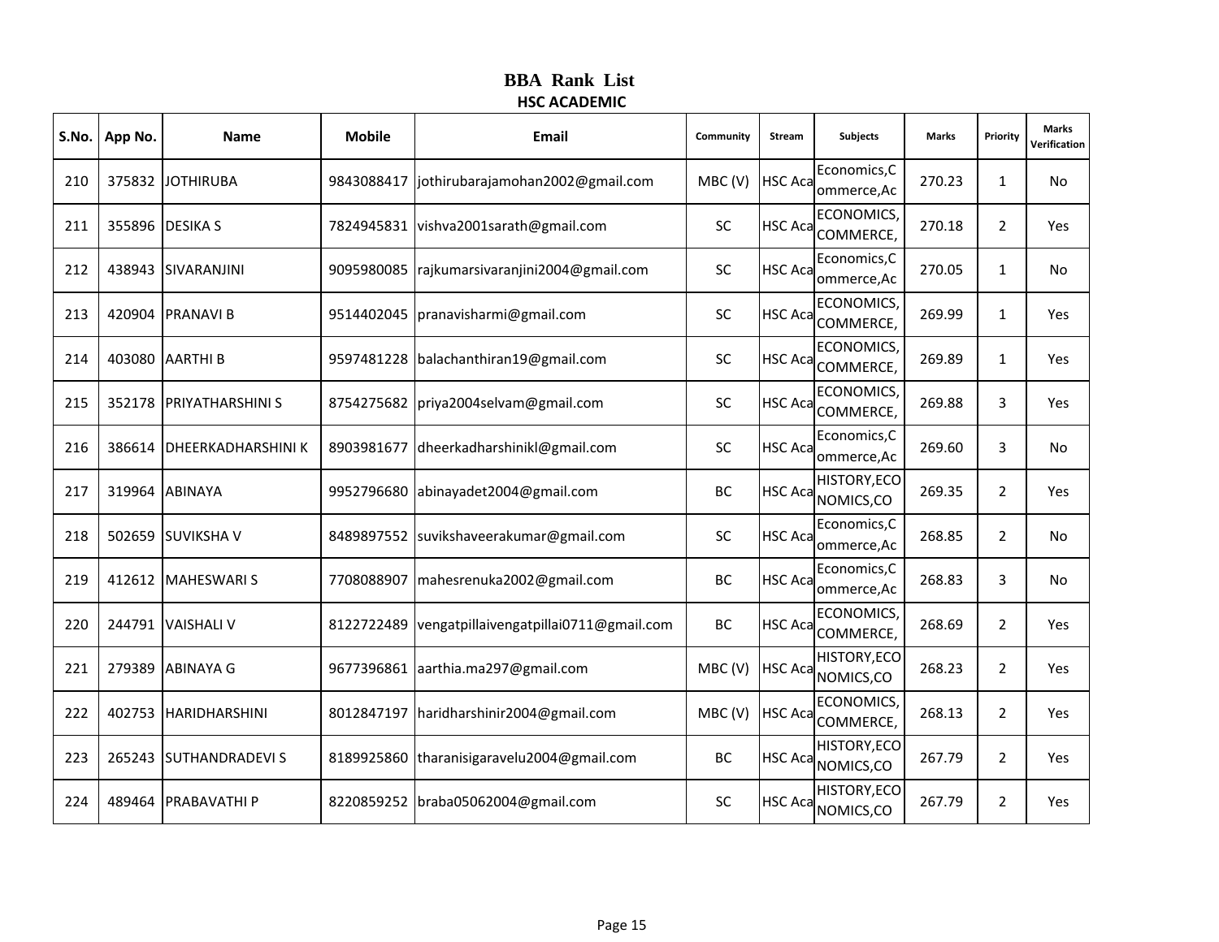# BBA Rank List

## HSC ACADEMIC

| S.No. | App No. | Name | Mobile | Email | Community | Stream | Subjects | Marks | Priority | Marks Verification |
|---|---|---|---|---|---|---|---|---|---|---|
| 210 | 375832 | JOTHIRUBA | 9843088417 | jothirubarajamohan2002@gmail.com | MBC (V) | HSC Aca | Economics,Commerce,Ac | 270.23 | 1 | No |
| 211 | 355896 | DESIKA S | 7824945831 | vishva2001sarath@gmail.com | SC | HSC Aca | ECONOMICS,COMMERCE, | 270.18 | 2 | Yes |
| 212 | 438943 | SIVARANJINI | 9095980085 | rajkumarsivaranjini2004@gmail.com | SC | HSC Aca | Economics,Commerce,Ac | 270.05 | 1 | No |
| 213 | 420904 | PRANAVI B | 9514402045 | pranavisharmi@gmail.com | SC | HSC Aca | ECONOMICS,COMMERCE, | 269.99 | 1 | Yes |
| 214 | 403080 | AARTHI B | 9597481228 | balachanthiran19@gmail.com | SC | HSC Aca | ECONOMICS,COMMERCE, | 269.89 | 1 | Yes |
| 215 | 352178 | PRIYATHARSHINI S | 8754275682 | priya2004selvam@gmail.com | SC | HSC Aca | ECONOMICS,COMMERCE, | 269.88 | 3 | Yes |
| 216 | 386614 | DHEERKADHARSHINI K | 8903981677 | dheerkadharshinikl@gmail.com | SC | HSC Aca | Economics,Commerce,Ac | 269.60 | 3 | No |
| 217 | 319964 | ABINAYA | 9952796680 | abinayadet2004@gmail.com | BC | HSC Aca | HISTORY,ECONOMICS,CO | 269.35 | 2 | Yes |
| 218 | 502659 | SUVIKSHA V | 8489897552 | suvikshaveerakumar@gmail.com | SC | HSC Aca | Economics,Commerce,Ac | 268.85 | 2 | No |
| 219 | 412612 | MAHESWARI S | 7708088907 | mahesrenuka2002@gmail.com | BC | HSC Aca | Economics,Commerce,Ac | 268.83 | 3 | No |
| 220 | 244791 | VAISHALI V | 8122722489 | vengatpillaivengatpillai0711@gmail.com | BC | HSC Aca | ECONOMICS,COMMERCE, | 268.69 | 2 | Yes |
| 221 | 279389 | ABINAYA G | 9677396861 | aarthia.ma297@gmail.com | MBC (V) | HSC Aca | HISTORY,ECONOMICS,CO | 268.23 | 2 | Yes |
| 222 | 402753 | HARIDHARSHINI | 8012847197 | haridharshinir2004@gmail.com | MBC (V) | HSC Aca | ECONOMICS,COMMERCE, | 268.13 | 2 | Yes |
| 223 | 265243 | SUTHANDRADEVI S | 8189925860 | tharanisigaravelu2004@gmail.com | BC | HSC Aca | HISTORY,ECONOMICS,CO | 267.79 | 2 | Yes |
| 224 | 489464 | PRABAVATHI P | 8220859252 | braba05062004@gmail.com | SC | HSC Aca | HISTORY,ECONOMICS,CO | 267.79 | 2 | Yes |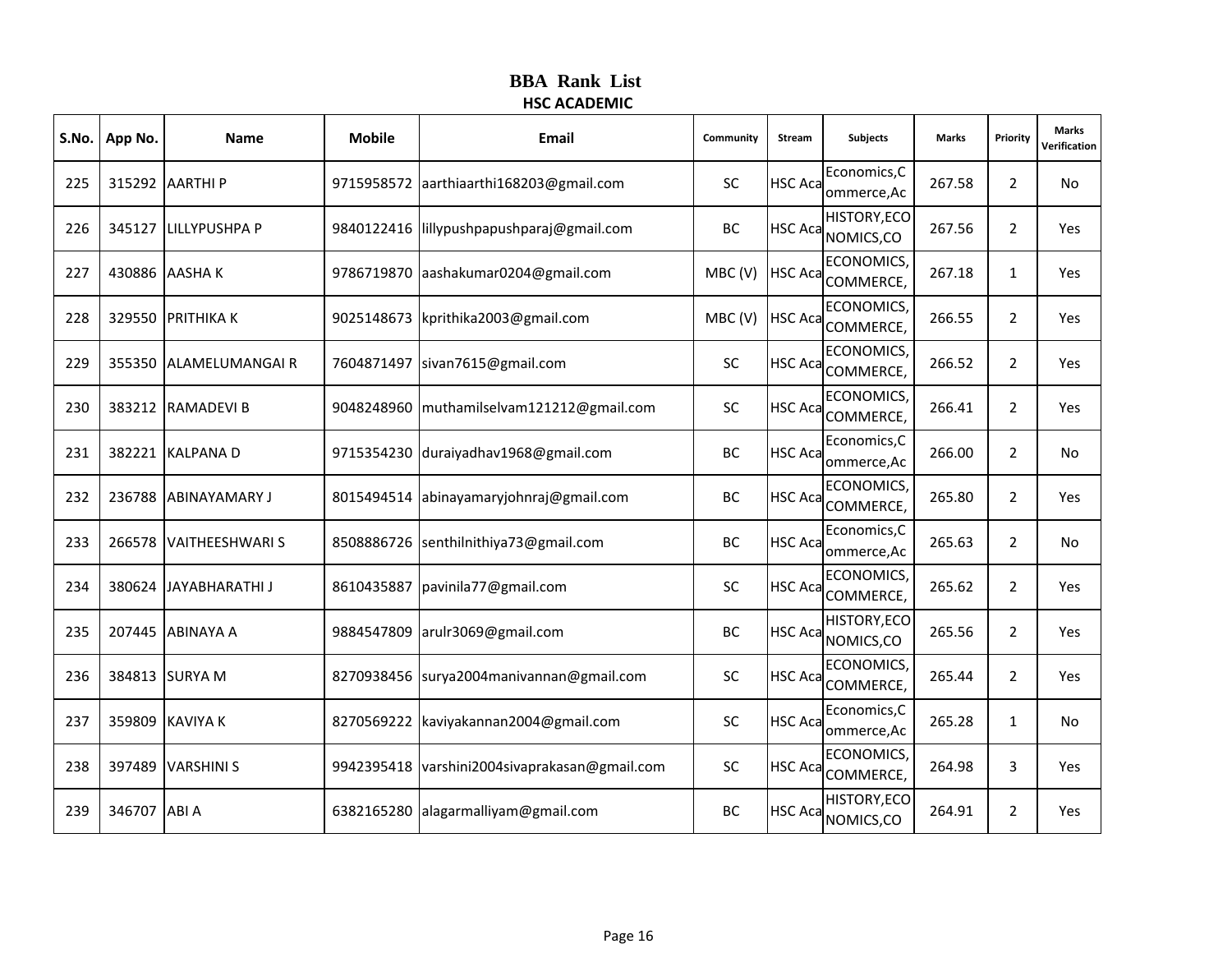# BBA Rank List

## HSC ACADEMIC

| S.No. | App No. | Name | Mobile | Email | Community | Stream | Subjects | Marks | Priority | Marks Verification |
|---|---|---|---|---|---|---|---|---|---|---|
| 225 | 315292 | AARTHI P | 9715958572 | aarthiaarthi168203@gmail.com | SC | HSC Aca | Economics,Commerce,Ac | 267.58 | 2 | No |
| 226 | 345127 | LILLYPUSHPA P | 9840122416 | lillypushpapushparaj@gmail.com | BC | HSC Aca | HISTORY,ECONOMICS,CO | 267.56 | 2 | Yes |
| 227 | 430886 | AASHA K | 9786719870 | aashakumar0204@gmail.com | MBC (V) | HSC Aca | ECONOMICS,COMMERCE, | 267.18 | 1 | Yes |
| 228 | 329550 | PRITHIKA K | 9025148673 | kprithika2003@gmail.com | MBC (V) | HSC Aca | ECONOMICS,COMMERCE, | 266.55 | 2 | Yes |
| 229 | 355350 | ALAMELUMANGAI R | 7604871497 | sivan7615@gmail.com | SC | HSC Aca | ECONOMICS,COMMERCE, | 266.52 | 2 | Yes |
| 230 | 383212 | RAMADEVI B | 9048248960 | muthamilselvam121212@gmail.com | SC | HSC Aca | ECONOMICS,COMMERCE, | 266.41 | 2 | Yes |
| 231 | 382221 | KALPANA D | 9715354230 | duraiyadhav1968@gmail.com | BC | HSC Aca | Economics,Commerce,Ac | 266.00 | 2 | No |
| 232 | 236788 | ABINAYAMARY J | 8015494514 | abinayamaryjohnraj@gmail.com | BC | HSC Aca | ECONOMICS,COMMERCE, | 265.80 | 2 | Yes |
| 233 | 266578 | VAITHEESHWARI S | 8508886726 | senthilnithiya73@gmail.com | BC | HSC Aca | Economics,Commerce,Ac | 265.63 | 2 | No |
| 234 | 380624 | JAYABHARATHI J | 8610435887 | pavinila77@gmail.com | SC | HSC Aca | ECONOMICS,COMMERCE, | 265.62 | 2 | Yes |
| 235 | 207445 | ABINAYA A | 9884547809 | arulr3069@gmail.com | BC | HSC Aca | HISTORY,ECONOMICS,CO | 265.56 | 2 | Yes |
| 236 | 384813 | SURYA M | 8270938456 | surya2004manivannan@gmail.com | SC | HSC Aca | ECONOMICS,COMMERCE, | 265.44 | 2 | Yes |
| 237 | 359809 | KAVIYA K | 8270569222 | kaviyakannan2004@gmail.com | SC | HSC Aca | Economics,Commerce,Ac | 265.28 | 1 | No |
| 238 | 397489 | VARSHINI S | 9942395418 | varshini2004sivaprakasan@gmail.com | SC | HSC Aca | ECONOMICS,COMMERCE, | 264.98 | 3 | Yes |
| 239 | 346707 | ABI A | 6382165280 | alagarmalliyam@gmail.com | BC | HSC Aca | HISTORY,ECONOMICS,CO | 264.91 | 2 | Yes |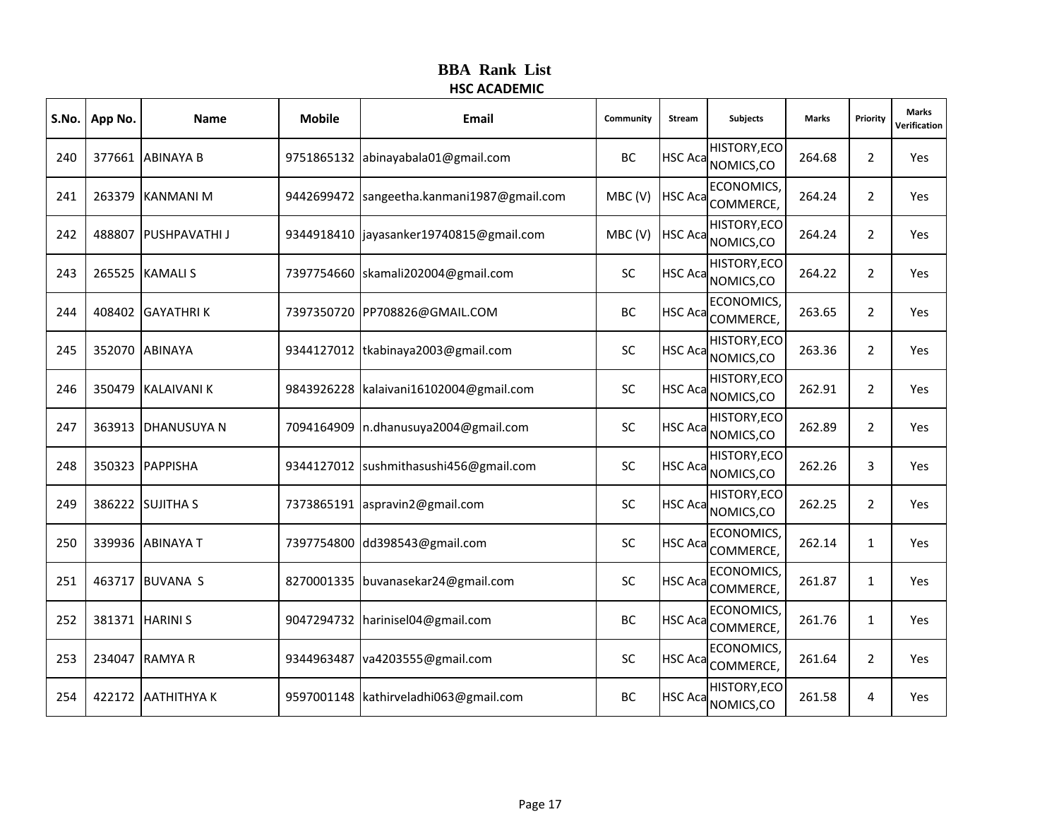# BBA Rank List

## HSC ACADEMIC

| S.No. | App No. | Name | Mobile | Email | Community | Stream | Subjects | Marks | Priority | Marks Verification |
|---|---|---|---|---|---|---|---|---|---|---|
| 240 | 377661 | ABINAYA B | 9751865132 | abinayabala01@gmail.com | BC | HSC Aca | HISTORY,ECONOMICS,CO | 264.68 | 2 | Yes |
| 241 | 263379 | KANMANI M | 9442699472 | sangeetha.kanmani1987@gmail.com | MBC (V) | HSC Aca | ECONOMICS, COMMERCE, | 264.24 | 2 | Yes |
| 242 | 488807 | PUSHPAVATHI J | 9344918410 | jayasanker19740815@gmail.com | MBC (V) | HSC Aca | HISTORY,ECONOMICS,CO | 264.24 | 2 | Yes |
| 243 | 265525 | KAMALI S | 7397754660 | skamali202004@gmail.com | SC | HSC Aca | HISTORY,ECONOMICS,CO | 264.22 | 2 | Yes |
| 244 | 408402 | GAYATHRI K | 7397350720 | PP708826@GMAIL.COM | BC | HSC Aca | ECONOMICS, COMMERCE, | 263.65 | 2 | Yes |
| 245 | 352070 | ABINAYA | 9344127012 | tkabinaya2003@gmail.com | SC | HSC Aca | HISTORY,ECONOMICS,CO | 263.36 | 2 | Yes |
| 246 | 350479 | KALAIVANI K | 9843926228 | kalaivani16102004@gmail.com | SC | HSC Aca | HISTORY,ECONOMICS,CO | 262.91 | 2 | Yes |
| 247 | 363913 | DHANUSUYA N | 7094164909 | n.dhanusuya2004@gmail.com | SC | HSC Aca | HISTORY,ECONOMICS,CO | 262.89 | 2 | Yes |
| 248 | 350323 | PAPPISHA | 9344127012 | sushmithasushi456@gmail.com | SC | HSC Aca | HISTORY,ECONOMICS,CO | 262.26 | 3 | Yes |
| 249 | 386222 | SUJITHA S | 7373865191 | aspravin2@gmail.com | SC | HSC Aca | HISTORY,ECONOMICS,CO | 262.25 | 2 | Yes |
| 250 | 339936 | ABINAYA T | 7397754800 | dd398543@gmail.com | SC | HSC Aca | ECONOMICS, COMMERCE, | 262.14 | 1 | Yes |
| 251 | 463717 | BUVANA S | 8270001335 | buvanasekar24@gmail.com | SC | HSC Aca | ECONOMICS, COMMERCE, | 261.87 | 1 | Yes |
| 252 | 381371 | HARINI S | 9047294732 | harinisel04@gmail.com | BC | HSC Aca | ECONOMICS, COMMERCE, | 261.76 | 1 | Yes |
| 253 | 234047 | RAMYA R | 9344963487 | va4203555@gmail.com | SC | HSC Aca | ECONOMICS, COMMERCE, | 261.64 | 2 | Yes |
| 254 | 422172 | AATHITHYA K | 9597001148 | kathirveladhi063@gmail.com | BC | HSC Aca | HISTORY,ECONOMICS,CO | 261.58 | 4 | Yes |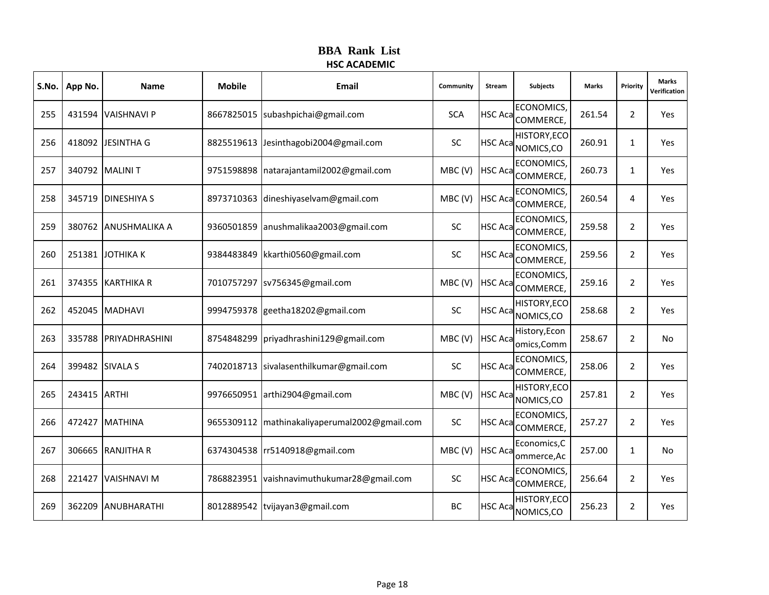# BBA Rank List

## HSC ACADEMIC

| S.No. | App No. | Name | Mobile | Email | Community | Stream | Subjects | Marks | Priority | Marks Verification |
|---|---|---|---|---|---|---|---|---|---|---|
| 255 | 431594 | VAISHNAVI P | 8667825015 | subashpichai@gmail.com | SCA | HSC Aca | ECONOMICS, COMMERCE, | 261.54 | 2 | Yes |
| 256 | 418092 | JESINTHA G | 8825519613 | Jesinthagobi2004@gmail.com | SC | HSC Aca | HISTORY,ECO NOMICS,CO | 260.91 | 1 | Yes |
| 257 | 340792 | MALINI T | 9751598898 | natarajantamil2002@gmail.com | MBC (V) | HSC Aca | ECONOMICS, COMMERCE, | 260.73 | 1 | Yes |
| 258 | 345719 | DINESHIYA S | 8973710363 | dineshiyaselvam@gmail.com | MBC (V) | HSC Aca | ECONOMICS, COMMERCE, | 260.54 | 4 | Yes |
| 259 | 380762 | ANUSHMALIKA A | 9360501859 | anushmalikaa2003@gmail.com | SC | HSC Aca | ECONOMICS, COMMERCE, | 259.58 | 2 | Yes |
| 260 | 251381 | JOTHIKA K | 9384483849 | kkarthi0560@gmail.com | SC | HSC Aca | ECONOMICS, COMMERCE, | 259.56 | 2 | Yes |
| 261 | 374355 | KARTHIKA R | 7010757297 | sv756345@gmail.com | MBC (V) | HSC Aca | ECONOMICS, COMMERCE, | 259.16 | 2 | Yes |
| 262 | 452045 | MADHAVI | 9994759378 | geetha18202@gmail.com | SC | HSC Aca | HISTORY,ECO NOMICS,CO | 258.68 | 2 | Yes |
| 263 | 335788 | PRIYADHRASHINI | 8754848299 | priyadhrashini129@gmail.com | MBC (V) | HSC Aca | History,Econ omics,Comm | 258.67 | 2 | No |
| 264 | 399482 | SIVALA S | 7402018713 | sivalasenthilkumar@gmail.com | SC | HSC Aca | ECONOMICS, COMMERCE, | 258.06 | 2 | Yes |
| 265 | 243415 | ARTHI | 9976650951 | arthi2904@gmail.com | MBC (V) | HSC Aca | HISTORY,ECO NOMICS,CO | 257.81 | 2 | Yes |
| 266 | 472427 | MATHINA | 9655309112 | mathinakaliyaperumal2002@gmail.com | SC | HSC Aca | ECONOMICS, COMMERCE, | 257.27 | 2 | Yes |
| 267 | 306665 | RANJITHA R | 6374304538 | rr5140918@gmail.com | MBC (V) | HSC Aca | Economics,C ommerce,Ac | 257.00 | 1 | No |
| 268 | 221427 | VAISHNAVI M | 7868823951 | vaishnavimuthukumar28@gmail.com | SC | HSC Aca | ECONOMICS, COMMERCE, | 256.64 | 2 | Yes |
| 269 | 362209 | ANUBHARATHI | 8012889542 | tvijayan3@gmail.com | BC | HSC Aca | HISTORY,ECO NOMICS,CO | 256.23 | 2 | Yes |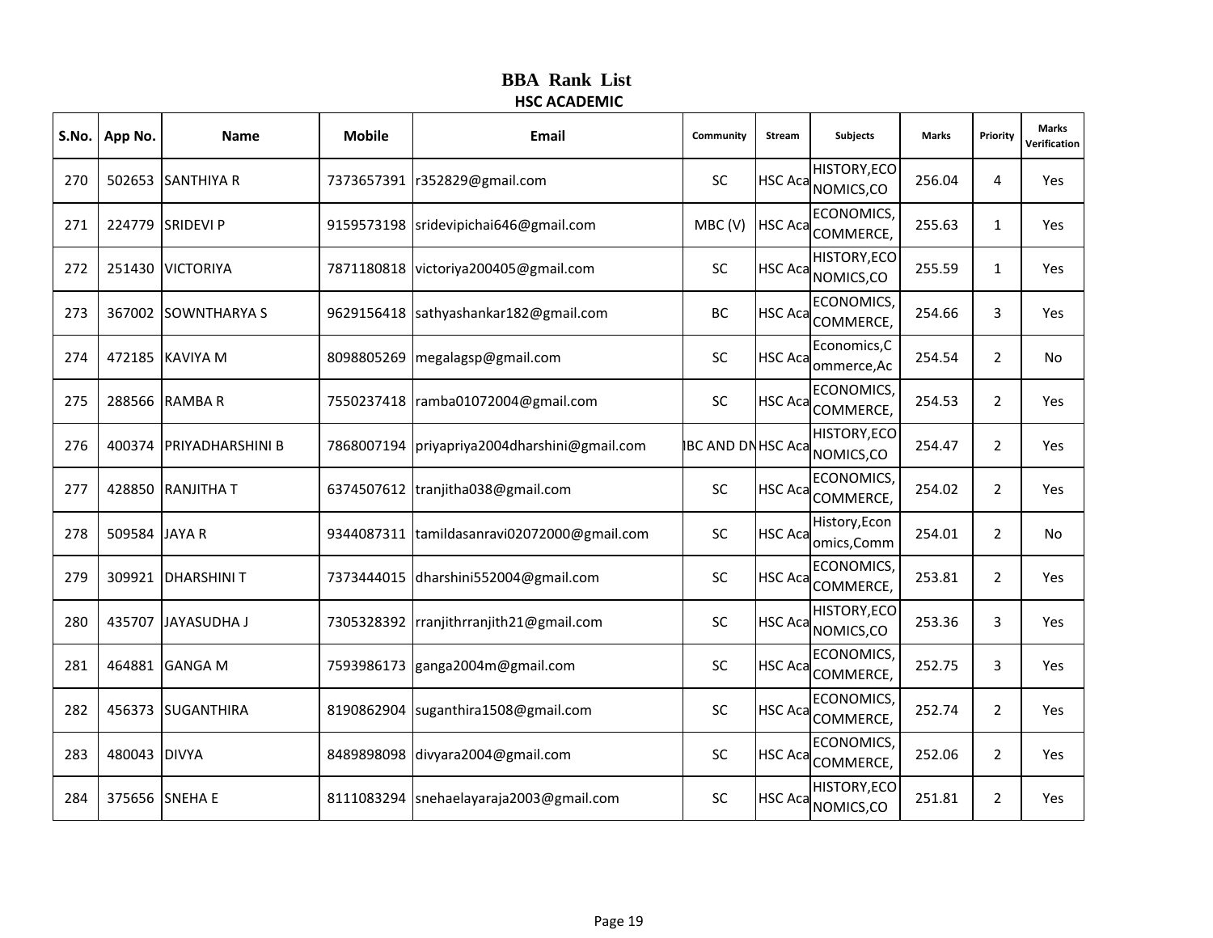# BBA Rank List

## HSC ACADEMIC

| S.No. | App No. | Name | Mobile | Email | Community | Stream | Subjects | Marks | Priority | Marks Verification |
|---|---|---|---|---|---|---|---|---|---|---|
| 270 | 502653 | SANTHIYA R | 7373657391 | r352829@gmail.com | SC | HSC Aca | HISTORY,ECONOMICS,CO | 256.04 | 4 | Yes |
| 271 | 224779 | SRIDEVI P | 9159573198 | sridevipichai646@gmail.com | MBC (V) | HSC Aca | ECONOMICS,COMMERCE, | 255.63 | 1 | Yes |
| 272 | 251430 | VICTORIYA | 7871180818 | victoriya200405@gmail.com | SC | HSC Aca | HISTORY,ECONOMICS,CO | 255.59 | 1 | Yes |
| 273 | 367002 | SOWNTHARYA S | 9629156418 | sathyashankar182@gmail.com | BC | HSC Aca | ECONOMICS,COMMERCE, | 254.66 | 3 | Yes |
| 274 | 472185 | KAVIYA M | 8098805269 | megalagsp@gmail.com | SC | HSC Aca | Economics,Commerce,Ac | 254.54 | 2 | No |
| 275 | 288566 | RAMBA R | 7550237418 | ramba01072004@gmail.com | SC | HSC Aca | ECONOMICS,COMMERCE, | 254.53 | 2 | Yes |
| 276 | 400374 | PRIYADHARSHINI B | 7868007194 | priyapriya2004dharshini@gmail.com | IBC AND DN | HSC Aca | HISTORY,ECONOMICS,CO | 254.47 | 2 | Yes |
| 277 | 428850 | RANJITHA T | 6374507612 | tranjitha038@gmail.com | SC | HSC Aca | ECONOMICS,COMMERCE, | 254.02 | 2 | Yes |
| 278 | 509584 | JAYA R | 9344087311 | tamildasanravi02072000@gmail.com | SC | HSC Aca | History,Economics,Comm | 254.01 | 2 | No |
| 279 | 309921 | DHARSHINI T | 7373444015 | dharshini552004@gmail.com | SC | HSC Aca | ECONOMICS,COMMERCE, | 253.81 | 2 | Yes |
| 280 | 435707 | JAYASUDHA J | 7305328392 | rranjithrranjith21@gmail.com | SC | HSC Aca | HISTORY,ECONOMICS,CO | 253.36 | 3 | Yes |
| 281 | 464881 | GANGA M | 7593986173 | ganga2004m@gmail.com | SC | HSC Aca | ECONOMICS,COMMERCE, | 252.75 | 3 | Yes |
| 282 | 456373 | SUGANTHIRA | 8190862904 | suganthira1508@gmail.com | SC | HSC Aca | ECONOMICS,COMMERCE, | 252.74 | 2 | Yes |
| 283 | 480043 | DIVYA | 8489898098 | divyara2004@gmail.com | SC | HSC Aca | ECONOMICS,COMMERCE, | 252.06 | 2 | Yes |
| 284 | 375656 | SNEHA E | 8111083294 | snehaelayaraja2003@gmail.com | SC | HSC Aca | HISTORY,ECONOMICS,CO | 251.81 | 2 | Yes |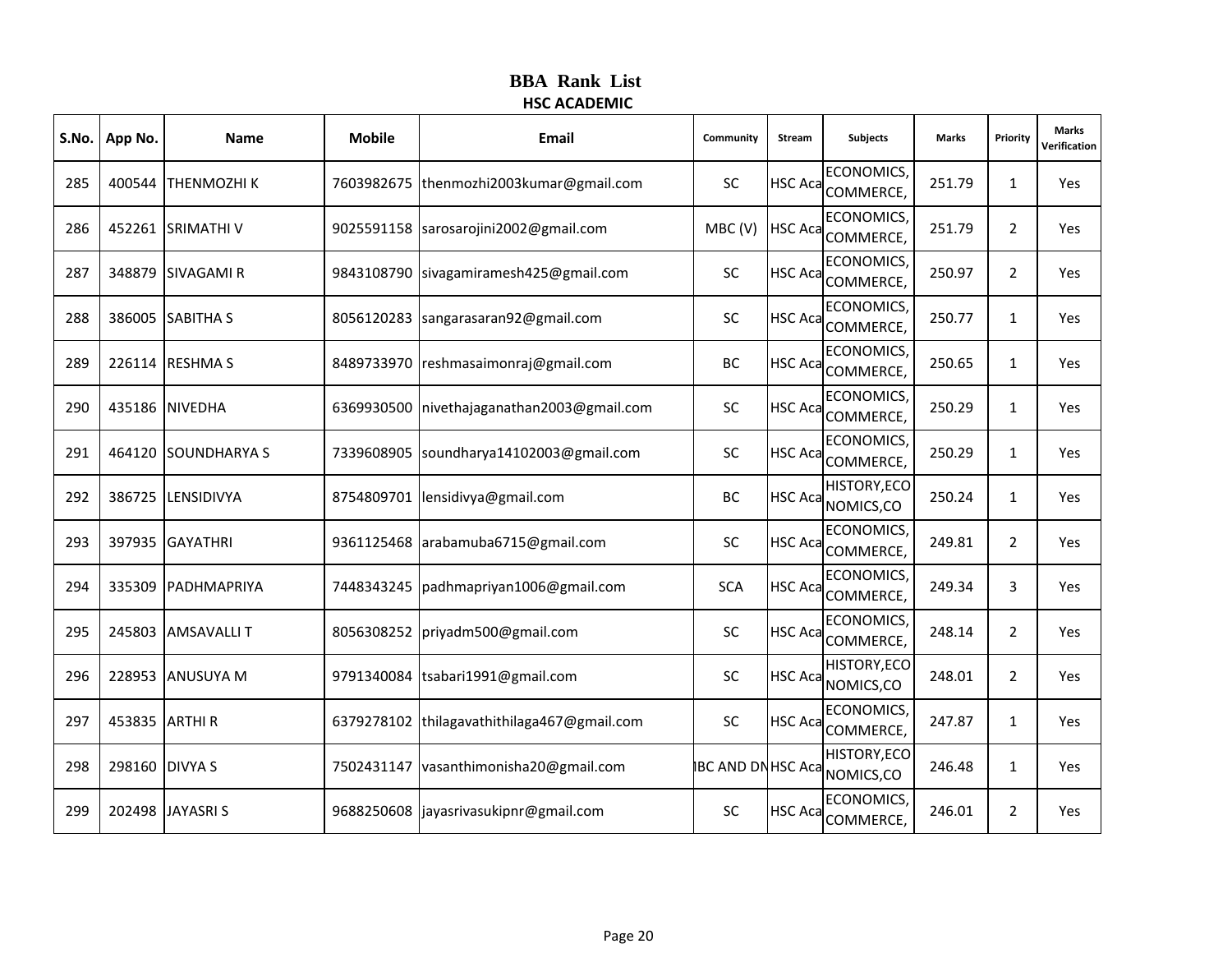# BBA Rank List

## HSC ACADEMIC

| S.No. | App No. | Name | Mobile | Email | Community | Stream | Subjects | Marks | Priority | Marks Verification |
|---|---|---|---|---|---|---|---|---|---|---|
| 285 | 400544 | THENMOZHI K | 7603982675 | thenmozhi2003kumar@gmail.com | SC | HSC Aca | ECONOMICS, COMMERCE, | 251.79 | 1 | Yes |
| 286 | 452261 | SRIMATHI V | 9025591158 | sarosarojini2002@gmail.com | MBC (V) | HSC Aca | ECONOMICS, COMMERCE, | 251.79 | 2 | Yes |
| 287 | 348879 | SIVAGAMI R | 9843108790 | sivagamiramesh425@gmail.com | SC | HSC Aca | ECONOMICS, COMMERCE, | 250.97 | 2 | Yes |
| 288 | 386005 | SABITHA S | 8056120283 | sangarasaran92@gmail.com | SC | HSC Aca | ECONOMICS, COMMERCE, | 250.77 | 1 | Yes |
| 289 | 226114 | RESHMA S | 8489733970 | reshmasaimonraj@gmail.com | BC | HSC Aca | ECONOMICS, COMMERCE, | 250.65 | 1 | Yes |
| 290 | 435186 | NIVEDHA | 6369930500 | nivethajaganathan2003@gmail.com | SC | HSC Aca | ECONOMICS, COMMERCE, | 250.29 | 1 | Yes |
| 291 | 464120 | SOUNDHARYA S | 7339608905 | soundharya14102003@gmail.com | SC | HSC Aca | ECONOMICS, COMMERCE, | 250.29 | 1 | Yes |
| 292 | 386725 | LENSIDIVYA | 8754809701 | lensidivya@gmail.com | BC | HSC Aca | HISTORY,ECO NOMICS,CO | 250.24 | 1 | Yes |
| 293 | 397935 | GAYATHRI | 9361125468 | arabamuba6715@gmail.com | SC | HSC Aca | ECONOMICS, COMMERCE, | 249.81 | 2 | Yes |
| 294 | 335309 | PADHMAPRIYA | 7448343245 | padhmapriyan1006@gmail.com | SCA | HSC Aca | ECONOMICS, COMMERCE, | 249.34 | 3 | Yes |
| 295 | 245803 | AMSAVALLI T | 8056308252 | priyadm500@gmail.com | SC | HSC Aca | ECONOMICS, COMMERCE, | 248.14 | 2 | Yes |
| 296 | 228953 | ANUSUYA M | 9791340084 | tsabari1991@gmail.com | SC | HSC Aca | HISTORY,ECO NOMICS,CO | 248.01 | 2 | Yes |
| 297 | 453835 | ARTHI R | 6379278102 | thilagavathithilaga467@gmail.com | SC | HSC Aca | ECONOMICS, COMMERCE, | 247.87 | 1 | Yes |
| 298 | 298160 | DIVYA S | 7502431147 | vasanthimonisha20@gmail.com | IBC AND DN | HSC Aca | HISTORY,ECO NOMICS,CO | 246.48 | 1 | Yes |
| 299 | 202498 | JAYASRI S | 9688250608 | jayasrivasukipnr@gmail.com | SC | HSC Aca | ECONOMICS, COMMERCE, | 246.01 | 2 | Yes |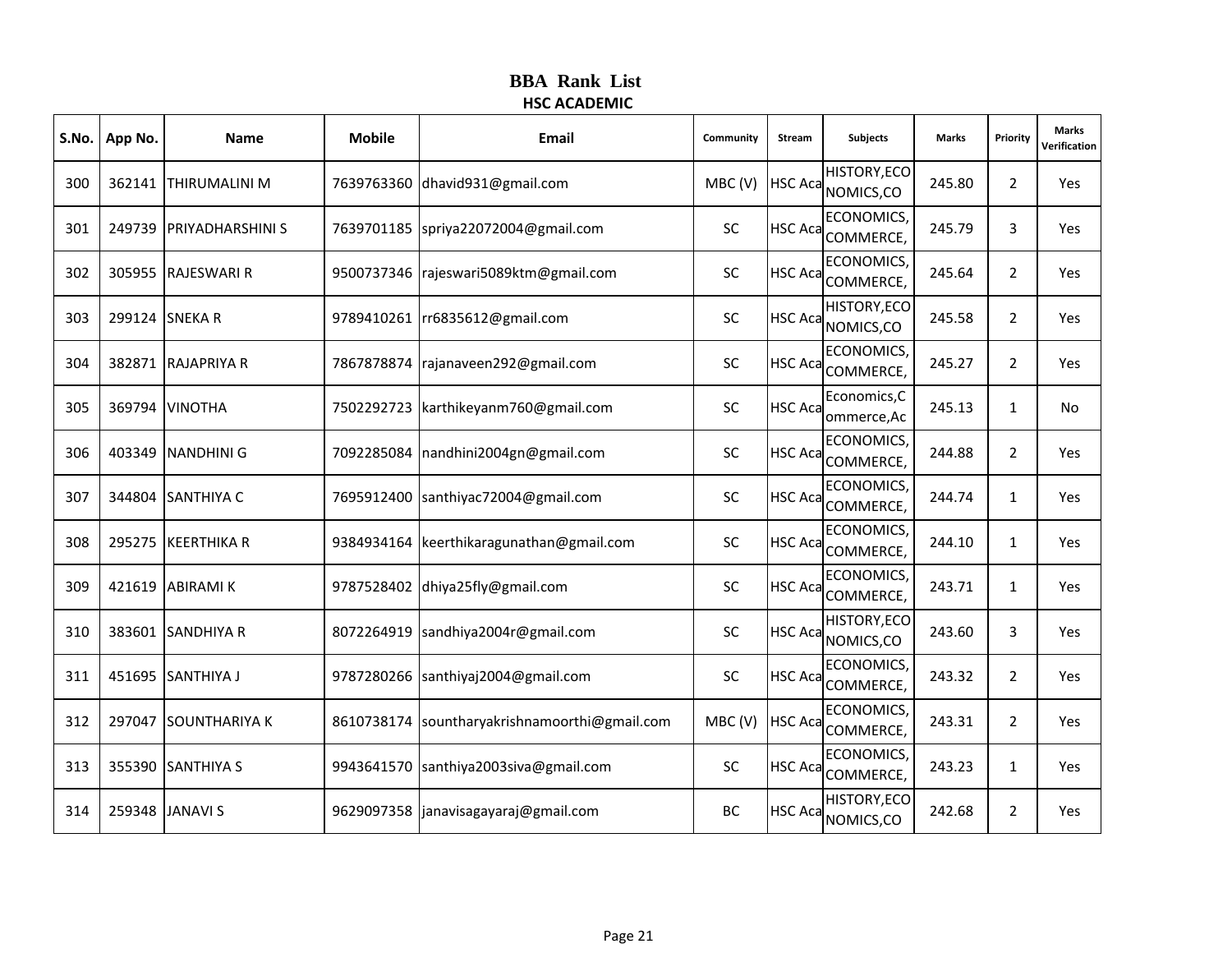# BBA Rank List

## HSC ACADEMIC

| S.No. | App No. | Name | Mobile | Email | Community | Stream | Subjects | Marks | Priority | Marks Verification |
|---|---|---|---|---|---|---|---|---|---|---|
| 300 | 362141 | THIRUMALINI M | 7639763360 | dhavid931@gmail.com | MBC (V) | HSC Aca | HISTORY,ECONOMICS,CO | 245.80 | 2 | Yes |
| 301 | 249739 | PRIYADHARSHINI S | 7639701185 | spriya22072004@gmail.com | SC | HSC Aca | ECONOMICS,COMMERCE, | 245.79 | 3 | Yes |
| 302 | 305955 | RAJESWARI R | 9500737346 | rajeswari5089ktm@gmail.com | SC | HSC Aca | ECONOMICS,COMMERCE, | 245.64 | 2 | Yes |
| 303 | 299124 | SNEKA R | 9789410261 | rr6835612@gmail.com | SC | HSC Aca | HISTORY,ECONOMICS,CO | 245.58 | 2 | Yes |
| 304 | 382871 | RAJAPRIYA R | 7867878874 | rajanaveen292@gmail.com | SC | HSC Aca | ECONOMICS,COMMERCE, | 245.27 | 2 | Yes |
| 305 | 369794 | VINOTHA | 7502292723 | karthikeyanm760@gmail.com | SC | HSC Aca | Economics,Commerce,Ac | 245.13 | 1 | No |
| 306 | 403349 | NANDHINI G | 7092285084 | nandhini2004gn@gmail.com | SC | HSC Aca | ECONOMICS,COMMERCE, | 244.88 | 2 | Yes |
| 307 | 344804 | SANTHIYA C | 7695912400 | santhiyac72004@gmail.com | SC | HSC Aca | ECONOMICS,COMMERCE, | 244.74 | 1 | Yes |
| 308 | 295275 | KEERTHIKA R | 9384934164 | keerthikaragunathan@gmail.com | SC | HSC Aca | ECONOMICS,COMMERCE, | 244.10 | 1 | Yes |
| 309 | 421619 | ABIRAMI K | 9787528402 | dhiya25fly@gmail.com | SC | HSC Aca | ECONOMICS,COMMERCE, | 243.71 | 1 | Yes |
| 310 | 383601 | SANDHIYA R | 8072264919 | sandhiya2004r@gmail.com | SC | HSC Aca | HISTORY,ECONOMICS,CO | 243.60 | 3 | Yes |
| 311 | 451695 | SANTHIYA J | 9787280266 | santhiyaj2004@gmail.com | SC | HSC Aca | ECONOMICS,COMMERCE, | 243.32 | 2 | Yes |
| 312 | 297047 | SOUNTHARIYA K | 8610738174 | sountharyakrishnamoorthi@gmail.com | MBC (V) | HSC Aca | ECONOMICS,COMMERCE, | 243.31 | 2 | Yes |
| 313 | 355390 | SANTHIYA S | 9943641570 | santhiya2003siva@gmail.com | SC | HSC Aca | ECONOMICS,COMMERCE, | 243.23 | 1 | Yes |
| 314 | 259348 | JANAVI S | 9629097358 | janavisagayaraj@gmail.com | BC | HSC Aca | HISTORY,ECONOMICS,CO | 242.68 | 2 | Yes |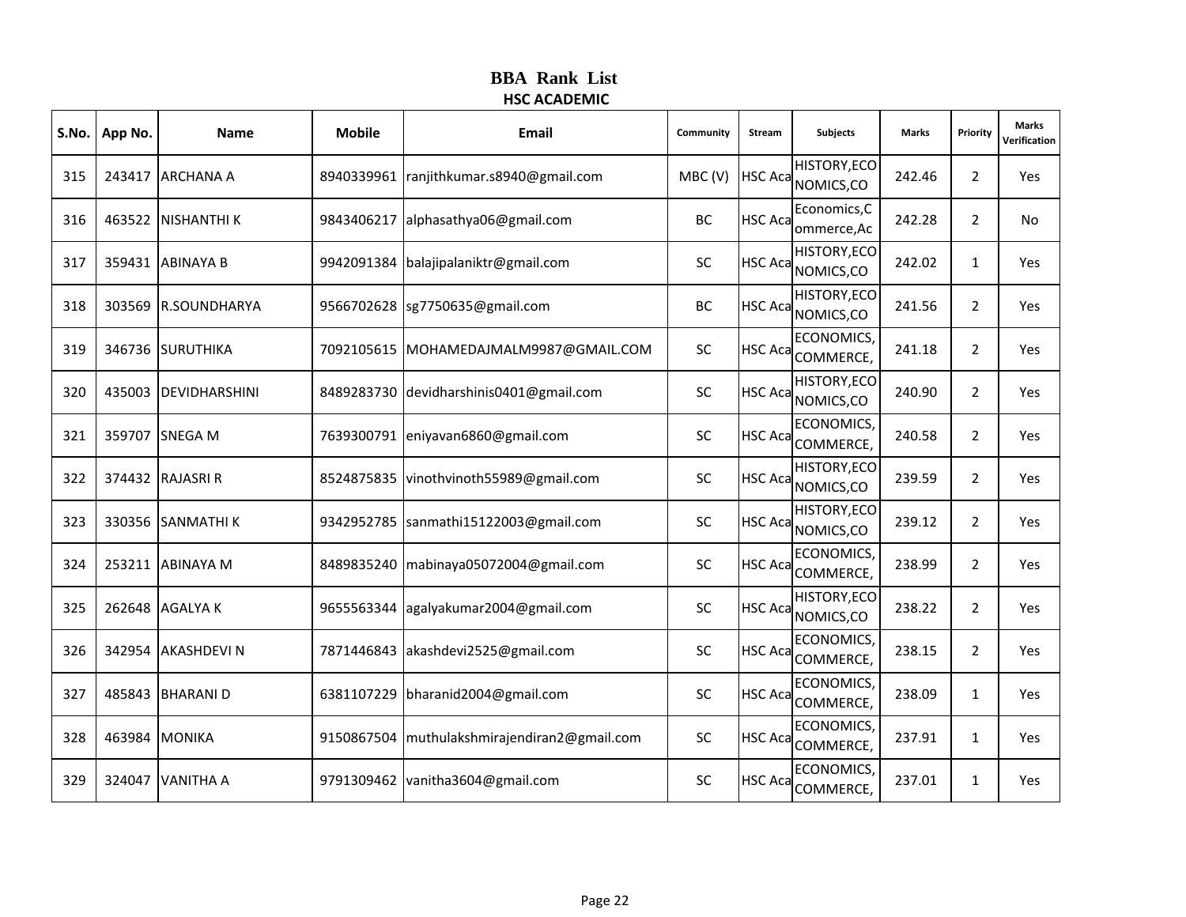# BBA Rank List

## HSC ACADEMIC

| S.No. | App No. | Name | Mobile | Email | Community | Stream | Subjects | Marks | Priority | Marks Verification |
|---|---|---|---|---|---|---|---|---|---|---|
| 315 | 243417 | ARCHANA A | 8940339961 | ranjithkumar.s8940@gmail.com | MBC (V) | HSC Aca | HISTORY,ECONOMICS,CO | 242.46 | 2 | Yes |
| 316 | 463522 | NISHANTHI K | 9843406217 | alphasathya06@gmail.com | BC | HSC Aca | Economics,Commerce,Ac | 242.28 | 2 | No |
| 317 | 359431 | ABINAYA B | 9942091384 | balajipalaniktr@gmail.com | SC | HSC Aca | HISTORY,ECONOMICS,CO | 242.02 | 1 | Yes |
| 318 | 303569 | R.SOUNDHARYA | 9566702628 | sg7750635@gmail.com | BC | HSC Aca | HISTORY,ECONOMICS,CO | 241.56 | 2 | Yes |
| 319 | 346736 | SURUTHIKA | 7092105615 | MOHAMEDAJMALM9987@GMAIL.COM | SC | HSC Aca | ECONOMICS,COMMERCE, | 241.18 | 2 | Yes |
| 320 | 435003 | DEVIDHARSHINI | 8489283730 | devidharshinis0401@gmail.com | SC | HSC Aca | HISTORY,ECONOMICS,CO | 240.90 | 2 | Yes |
| 321 | 359707 | SNEGA M | 7639300791 | eniyavan6860@gmail.com | SC | HSC Aca | ECONOMICS,COMMERCE, | 240.58 | 2 | Yes |
| 322 | 374432 | RAJASRI R | 8524875835 | vinothvinoth55989@gmail.com | SC | HSC Aca | HISTORY,ECONOMICS,CO | 239.59 | 2 | Yes |
| 323 | 330356 | SANMATHI K | 9342952785 | sanmathi15122003@gmail.com | SC | HSC Aca | HISTORY,ECONOMICS,CO | 239.12 | 2 | Yes |
| 324 | 253211 | ABINAYA M | 8489835240 | mabinaya05072004@gmail.com | SC | HSC Aca | ECONOMICS,COMMERCE, | 238.99 | 2 | Yes |
| 325 | 262648 | AGALYA K | 9655563344 | agalyakumar2004@gmail.com | SC | HSC Aca | HISTORY,ECONOMICS,CO | 238.22 | 2 | Yes |
| 326 | 342954 | AKASHDEVI N | 7871446843 | akashdevi2525@gmail.com | SC | HSC Aca | ECONOMICS,COMMERCE, | 238.15 | 2 | Yes |
| 327 | 485843 | BHARANI D | 6381107229 | bharanid2004@gmail.com | SC | HSC Aca | ECONOMICS,COMMERCE, | 238.09 | 1 | Yes |
| 328 | 463984 | MONIKA | 9150867504 | muthulakshmirajendiran2@gmail.com | SC | HSC Aca | ECONOMICS,COMMERCE, | 237.91 | 1 | Yes |
| 329 | 324047 | VANITHA A | 9791309462 | vanitha3604@gmail.com | SC | HSC Aca | ECONOMICS,COMMERCE, | 237.01 | 1 | Yes |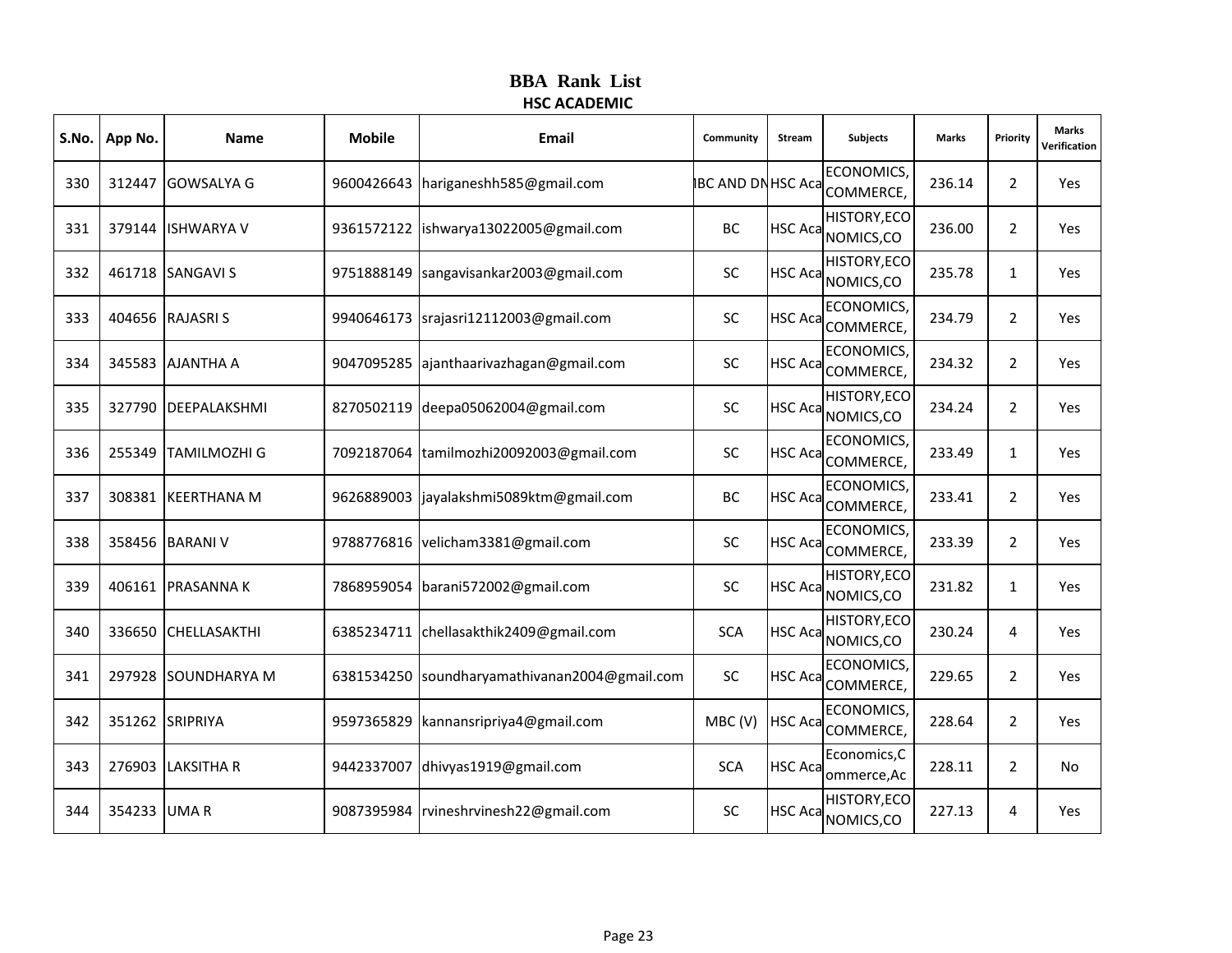# BBA Rank List

## HSC ACADEMIC

| S.No. | App No. | Name | Mobile | Email | Community | Stream | Subjects | Marks | Priority | Marks Verification |
|---|---|---|---|---|---|---|---|---|---|---|
| 330 | 312447 | GOWSALYA G | 9600426643 | hariganeshh585@gmail.com | IBC AND DN | HSC Aca | ECONOMICS, COMMERCE, | 236.14 | 2 | Yes |
| 331 | 379144 | ISHWARYA V | 9361572122 | ishwarya13022005@gmail.com | BC | HSC Aca | HISTORY,ECONOMICS,CO | 236.00 | 2 | Yes |
| 332 | 461718 | SANGAVI S | 9751888149 | sangavisankar2003@gmail.com | SC | HSC Aca | HISTORY,ECONOMICS,CO | 235.78 | 1 | Yes |
| 333 | 404656 | RAJASRI S | 9940646173 | srajasri12112003@gmail.com | SC | HSC Aca | ECONOMICS, COMMERCE, | 234.79 | 2 | Yes |
| 334 | 345583 | AJANTHA A | 9047095285 | ajanthaarivazhagan@gmail.com | SC | HSC Aca | ECONOMICS, COMMERCE, | 234.32 | 2 | Yes |
| 335 | 327790 | DEEPALAKSHMI | 8270502119 | deepa05062004@gmail.com | SC | HSC Aca | HISTORY,ECONOMICS,CO | 234.24 | 2 | Yes |
| 336 | 255349 | TAMILMOZHI G | 7092187064 | tamilmozhi20092003@gmail.com | SC | HSC Aca | ECONOMICS, COMMERCE, | 233.49 | 1 | Yes |
| 337 | 308381 | KEERTHANA M | 9626889003 | jayalakshmi5089ktm@gmail.com | BC | HSC Aca | ECONOMICS, COMMERCE, | 233.41 | 2 | Yes |
| 338 | 358456 | BARANI V | 9788776816 | velicham3381@gmail.com | SC | HSC Aca | ECONOMICS, COMMERCE, | 233.39 | 2 | Yes |
| 339 | 406161 | PRASANNA K | 7868959054 | barani572002@gmail.com | SC | HSC Aca | HISTORY,ECONOMICS,CO | 231.82 | 1 | Yes |
| 340 | 336650 | CHELLASAKTHI | 6385234711 | chellasakthik2409@gmail.com | SCA | HSC Aca | HISTORY,ECONOMICS,CO | 230.24 | 4 | Yes |
| 341 | 297928 | SOUNDHARYA M | 6381534250 | soundharyamathivanan2004@gmail.com | SC | HSC Aca | ECONOMICS, COMMERCE, | 229.65 | 2 | Yes |
| 342 | 351262 | SRIPRIYA | 9597365829 | kannansripriya4@gmail.com | MBC (V) | HSC Aca | ECONOMICS, COMMERCE, | 228.64 | 2 | Yes |
| 343 | 276903 | LAKSITHA R | 9442337007 | dhivyas1919@gmail.com | SCA | HSC Aca | Economics,Commerce,Ac | 228.11 | 2 | No |
| 344 | 354233 | UMA R | 9087395984 | rvineshrvinesh22@gmail.com | SC | HSC Aca | HISTORY,ECONOMICS,CO | 227.13 | 4 | Yes |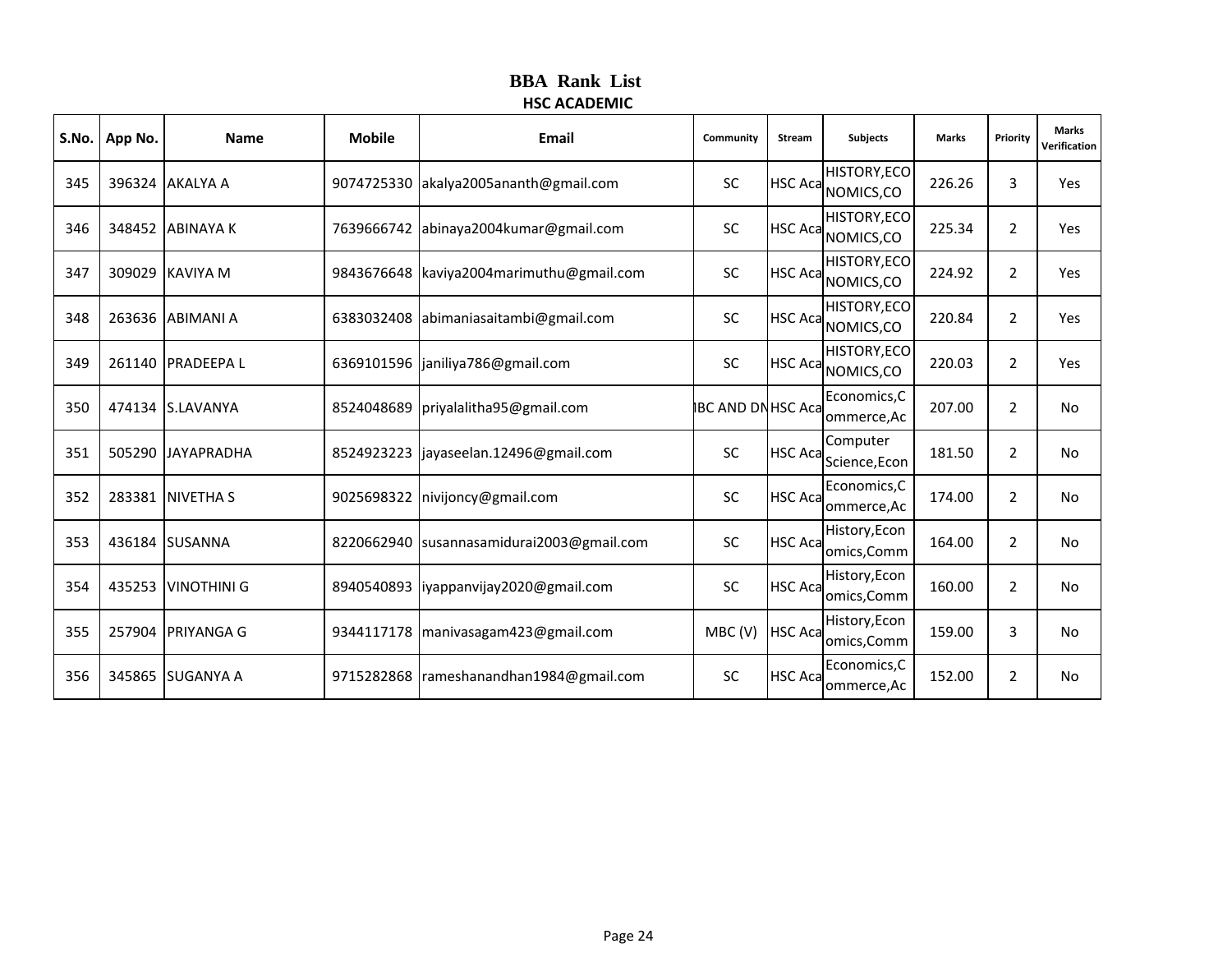# BBA Rank List

## HSC ACADEMIC

| S.No. | App No. | Name | Mobile | Email | Community | Stream | Subjects | Marks | Priority | Marks Verification |
|---|---|---|---|---|---|---|---|---|---|---|
| 345 | 396324 | AKALYA A | 9074725330 | akalya2005ananth@gmail.com | SC | HSC Aca | HISTORY,ECONOMICS,CO | 226.26 | 3 | Yes |
| 346 | 348452 | ABINAYA K | 7639666742 | abinaya2004kumar@gmail.com | SC | HSC Aca | HISTORY,ECONOMICS,CO | 225.34 | 2 | Yes |
| 347 | 309029 | KAVIYA M | 9843676648 | kaviya2004marimuthu@gmail.com | SC | HSC Aca | HISTORY,ECONOMICS,CO | 224.92 | 2 | Yes |
| 348 | 263636 | ABIMANI A | 6383032408 | abimaniasaitambi@gmail.com | SC | HSC Aca | HISTORY,ECONOMICS,CO | 220.84 | 2 | Yes |
| 349 | 261140 | PRADEEPA L | 6369101596 | janiliya786@gmail.com | SC | HSC Aca | HISTORY,ECONOMICS,CO | 220.03 | 2 | Yes |
| 350 | 474134 | S.LAVANYA | 8524048689 | priyalalitha95@gmail.com | BC AND DN | HSC Aca | Economics,Commerce,Ac | 207.00 | 2 | No |
| 351 | 505290 | JAYAPRADHA | 8524923223 | jayaseelan.12496@gmail.com | SC | HSC Aca | Computer Science,Econ | 181.50 | 2 | No |
| 352 | 283381 | NIVETHA S | 9025698322 | nivijoncy@gmail.com | SC | HSC Aca | Economics,Commerce,Ac | 174.00 | 2 | No |
| 353 | 436184 | SUSANNA | 8220662940 | susannasamidurai2003@gmail.com | SC | HSC Aca | History,Economics,Comm | 164.00 | 2 | No |
| 354 | 435253 | VINOTHINI G | 8940540893 | iyappanvijay2020@gmail.com | SC | HSC Aca | History,Economics,Comm | 160.00 | 2 | No |
| 355 | 257904 | PRIYANGA G | 9344117178 | manivasagam423@gmail.com | MBC (V) | HSC Aca | History,Economics,Comm | 159.00 | 3 | No |
| 356 | 345865 | SUGANYA A | 9715282868 | rameshanandhan1984@gmail.com | SC | HSC Aca | Economics,Commerce,Ac | 152.00 | 2 | No |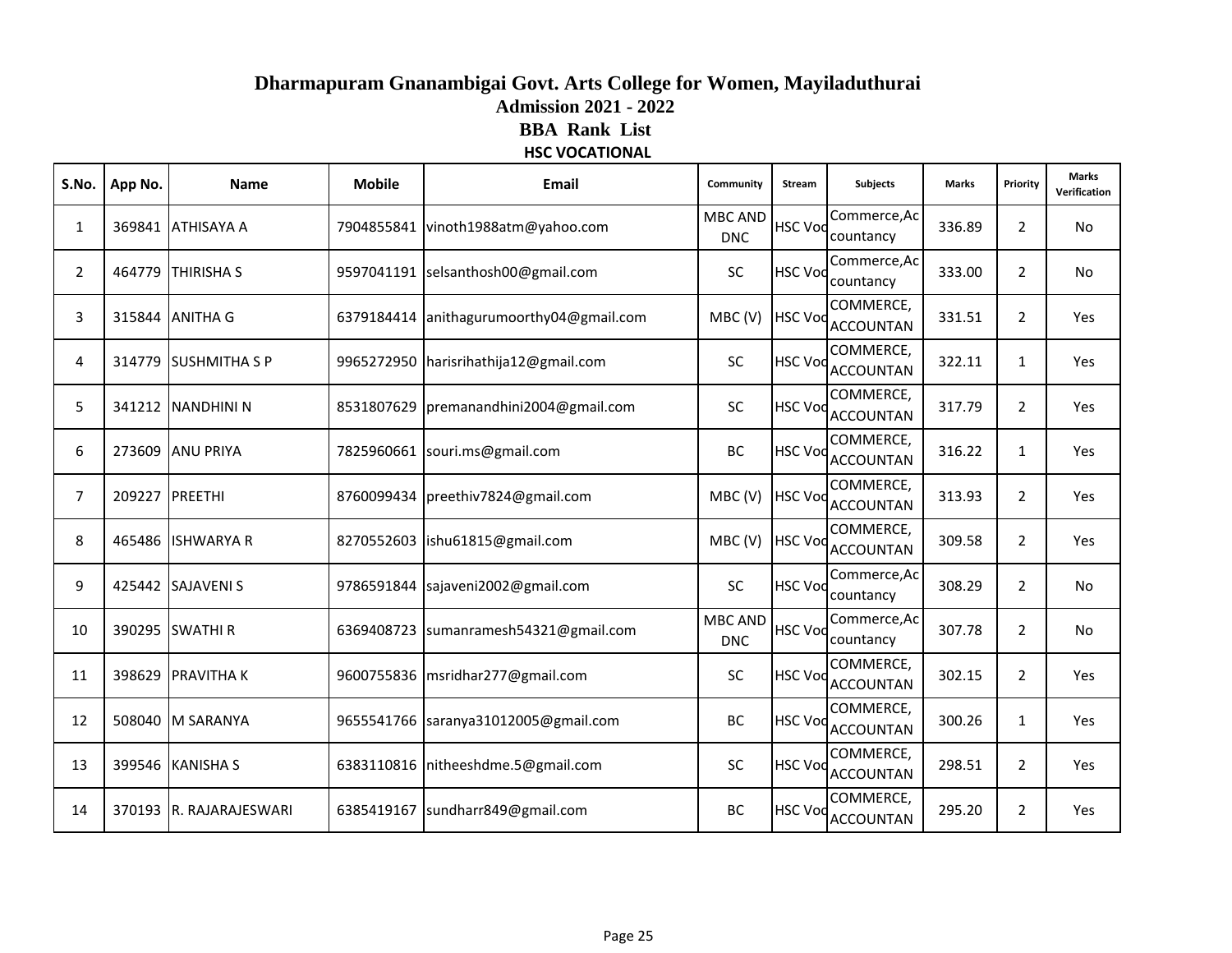# Dharmapuram Gnanambigai Govt. Arts College for Women, Mayiladuthurai

## Admission 2021 - 2022

## BBA Rank List

### HSC VOCATIONAL

| S.No. | App No. | Name | Mobile | Email | Community | Stream | Subjects | Marks | Priority | Marks Verification |
|---|---|---|---|---|---|---|---|---|---|---|
| 1 | 369841 | ATHISAYA A | 7904855841 | vinoth1988atm@yahoo.com | MBC AND DNC | HSC Voc | Commerce,Accountancy | 336.89 | 2 | No |
| 2 | 464779 | THIRISHA S | 9597041191 | selsanthosh00@gmail.com | SC | HSC Voc | Commerce,Accountancy | 333.00 | 2 | No |
| 3 | 315844 | ANITHA G | 6379184414 | anithagurumoorthy04@gmail.com | MBC (V) | HSC Voc | COMMERCE, ACCOUNTAN | 331.51 | 2 | Yes |
| 4 | 314779 | SUSHMITHA S P | 9965272950 | harisrihathija12@gmail.com | SC | HSC Voc | COMMERCE, ACCOUNTAN | 322.11 | 1 | Yes |
| 5 | 341212 | NANDHINI N | 8531807629 | premanandhini2004@gmail.com | SC | HSC Voc | COMMERCE, ACCOUNTAN | 317.79 | 2 | Yes |
| 6 | 273609 | ANU PRIYA | 7825960661 | souri.ms@gmail.com | BC | HSC Voc | COMMERCE, ACCOUNTAN | 316.22 | 1 | Yes |
| 7 | 209227 | PREETHI | 8760099434 | preethiv7824@gmail.com | MBC (V) | HSC Voc | COMMERCE, ACCOUNTAN | 313.93 | 2 | Yes |
| 8 | 465486 | ISHWARYA R | 8270552603 | ishu61815@gmail.com | MBC (V) | HSC Voc | COMMERCE, ACCOUNTAN | 309.58 | 2 | Yes |
| 9 | 425442 | SAJAVENI S | 9786591844 | sajaveni2002@gmail.com | SC | HSC Voc | Commerce,Accountancy | 308.29 | 2 | No |
| 10 | 390295 | SWATHI R | 6369408723 | sumanramesh54321@gmail.com | MBC AND DNC | HSC Voc | Commerce,Accountancy | 307.78 | 2 | No |
| 11 | 398629 | PRAVITHA K | 9600755836 | msridhar277@gmail.com | SC | HSC Voc | COMMERCE, ACCOUNTAN | 302.15 | 2 | Yes |
| 12 | 508040 | M SARANYA | 9655541766 | saranya31012005@gmail.com | BC | HSC Voc | COMMERCE, ACCOUNTAN | 300.26 | 1 | Yes |
| 13 | 399546 | KANISHA S | 6383110816 | nitheeshdme.5@gmail.com | SC | HSC Voc | COMMERCE, ACCOUNTAN | 298.51 | 2 | Yes |
| 14 | 370193 | R. RAJARAJESWARI | 6385419167 | sundharr849@gmail.com | BC | HSC Voc | COMMERCE, ACCOUNTAN | 295.20 | 2 | Yes |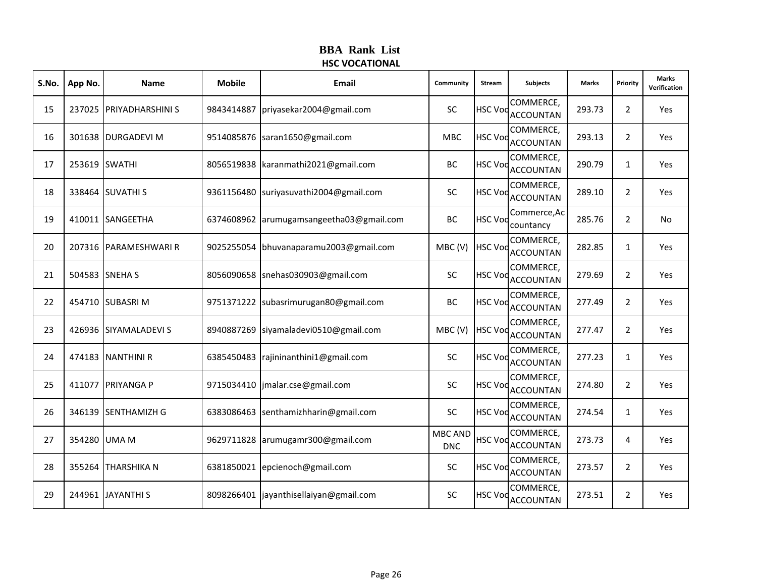# BBA Rank List

## HSC VOCATIONAL

| S.No. | App No. | Name | Mobile | Email | Community | Stream | Subjects | Marks | Priority | Marks Verification |
|---|---|---|---|---|---|---|---|---|---|---|
| 15 | 237025 | PRIYADHARSHINI S | 9843414887 | priyasekar2004@gmail.com | SC | HSC Voc | COMMERCE, ACCOUNTAN | 293.73 | 2 | Yes |
| 16 | 301638 | DURGADEVI M | 9514085876 | saran1650@gmail.com | MBC | HSC Voc | COMMERCE, ACCOUNTAN | 293.13 | 2 | Yes |
| 17 | 253619 | SWATHI | 8056519838 | karanmathi2021@gmail.com | BC | HSC Voc | COMMERCE, ACCOUNTAN | 290.79 | 1 | Yes |
| 18 | 338464 | SUVATHI S | 9361156480 | suriyasuvathi2004@gmail.com | SC | HSC Voc | COMMERCE, ACCOUNTAN | 289.10 | 2 | Yes |
| 19 | 410011 | SANGEETHA | 6374608962 | arumugamsangeetha03@gmail.com | BC | HSC Voc | Commerce,Accountancy | 285.76 | 2 | No |
| 20 | 207316 | PARAMESHWARI R | 9025255054 | bhuvanaparamu2003@gmail.com | MBC (V) | HSC Voc | COMMERCE, ACCOUNTAN | 282.85 | 1 | Yes |
| 21 | 504583 | SNEHA S | 8056090658 | snehas030903@gmail.com | SC | HSC Voc | COMMERCE, ACCOUNTAN | 279.69 | 2 | Yes |
| 22 | 454710 | SUBASRI M | 9751371222 | subasrimurugan80@gmail.com | BC | HSC Voc | COMMERCE, ACCOUNTAN | 277.49 | 2 | Yes |
| 23 | 426936 | SIYAMALADEVI S | 8940887269 | siyamaladevi0510@gmail.com | MBC (V) | HSC Voc | COMMERCE, ACCOUNTAN | 277.47 | 2 | Yes |
| 24 | 474183 | NANTHINI R | 6385450483 | rajininanthini1@gmail.com | SC | HSC Voc | COMMERCE, ACCOUNTAN | 277.23 | 1 | Yes |
| 25 | 411077 | PRIYANGA P | 9715034410 | jmalar.cse@gmail.com | SC | HSC Voc | COMMERCE, ACCOUNTAN | 274.80 | 2 | Yes |
| 26 | 346139 | SENTHAMIZH G | 6383086463 | senthamizhharin@gmail.com | SC | HSC Voc | COMMERCE, ACCOUNTAN | 274.54 | 1 | Yes |
| 27 | 354280 | UMA M | 9629711828 | arumugamr300@gmail.com | MBC AND DNC | HSC Voc | COMMERCE, ACCOUNTAN | 273.73 | 4 | Yes |
| 28 | 355264 | THARSHIKA N | 6381850021 | epcienoch@gmail.com | SC | HSC Voc | COMMERCE, ACCOUNTAN | 273.57 | 2 | Yes |
| 29 | 244961 | JAYANTHI S | 8098266401 | jayanthisellaiyan@gmail.com | SC | HSC Voc | COMMERCE, ACCOUNTAN | 273.51 | 2 | Yes |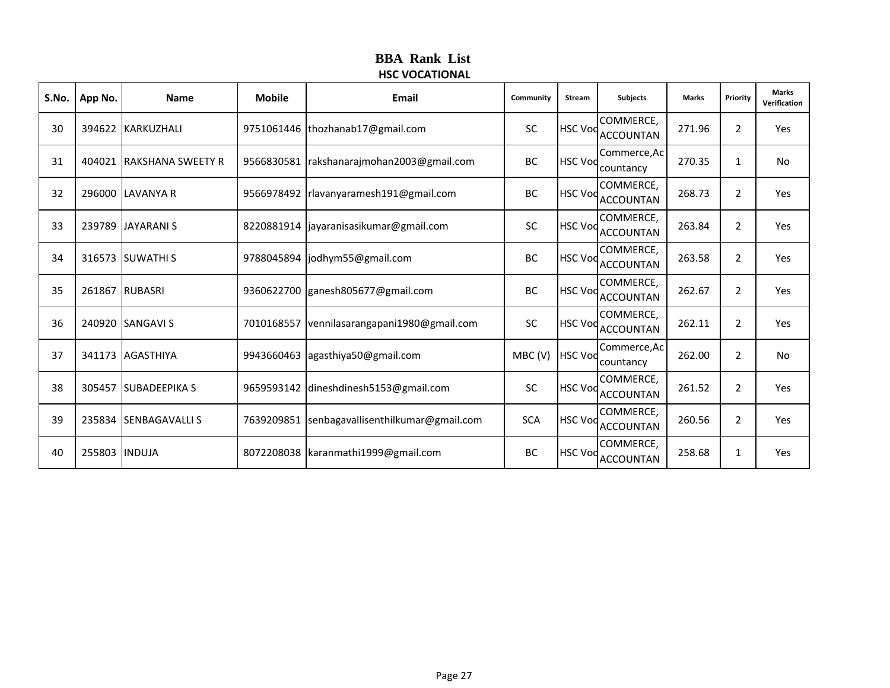# BBA Rank List

## HSC VOCATIONAL

| S.No. | App No. | Name | Mobile | Email | Community | Stream | Subjects | Marks | Priority | Marks Verification |
|---|---|---|---|---|---|---|---|---|---|---|
| 30 | 394622 | KARKUZHALI | 9751061446 | thozhanab17@gmail.com | SC | HSC Voc | COMMERCE, ACCOUNTAN | 271.96 | 2 | Yes |
| 31 | 404021 | RAKSHANA SWEETY R | 9566830581 | rakshanarajmohan2003@gmail.com | BC | HSC Voc | Commerce,Accountancy | 270.35 | 1 | No |
| 32 | 296000 | LAVANYA R | 9566978492 | rlavanyaramesh191@gmail.com | BC | HSC Voc | COMMERCE, ACCOUNTAN | 268.73 | 2 | Yes |
| 33 | 239789 | JAYARANI S | 8220881914 | jayaranisasikumar@gmail.com | SC | HSC Voc | COMMERCE, ACCOUNTAN | 263.84 | 2 | Yes |
| 34 | 316573 | SUWATHI S | 9788045894 | jodhym55@gmail.com | BC | HSC Voc | COMMERCE, ACCOUNTAN | 263.58 | 2 | Yes |
| 35 | 261867 | RUBASRI | 9360622700 | ganesh805677@gmail.com | BC | HSC Voc | COMMERCE, ACCOUNTAN | 262.67 | 2 | Yes |
| 36 | 240920 | SANGAVI S | 7010168557 | vennilasarangapani1980@gmail.com | SC | HSC Voc | COMMERCE, ACCOUNTAN | 262.11 | 2 | Yes |
| 37 | 341173 | AGASTHIYA | 9943660463 | agasthiya50@gmail.com | MBC (V) | HSC Voc | Commerce,Accountancy | 262.00 | 2 | No |
| 38 | 305457 | SUBADEEPIKA S | 9659593142 | dineshdinesh5153@gmail.com | SC | HSC Voc | COMMERCE, ACCOUNTAN | 261.52 | 2 | Yes |
| 39 | 235834 | SENBAGAVALLI S | 7639209851 | senbagavallisenthilkumar@gmail.com | SCA | HSC Voc | COMMERCE, ACCOUNTAN | 260.56 | 2 | Yes |
| 40 | 255803 | INDUJA | 8072208038 | karanmathi1999@gmail.com | BC | HSC Voc | COMMERCE, ACCOUNTAN | 258.68 | 1 | Yes |